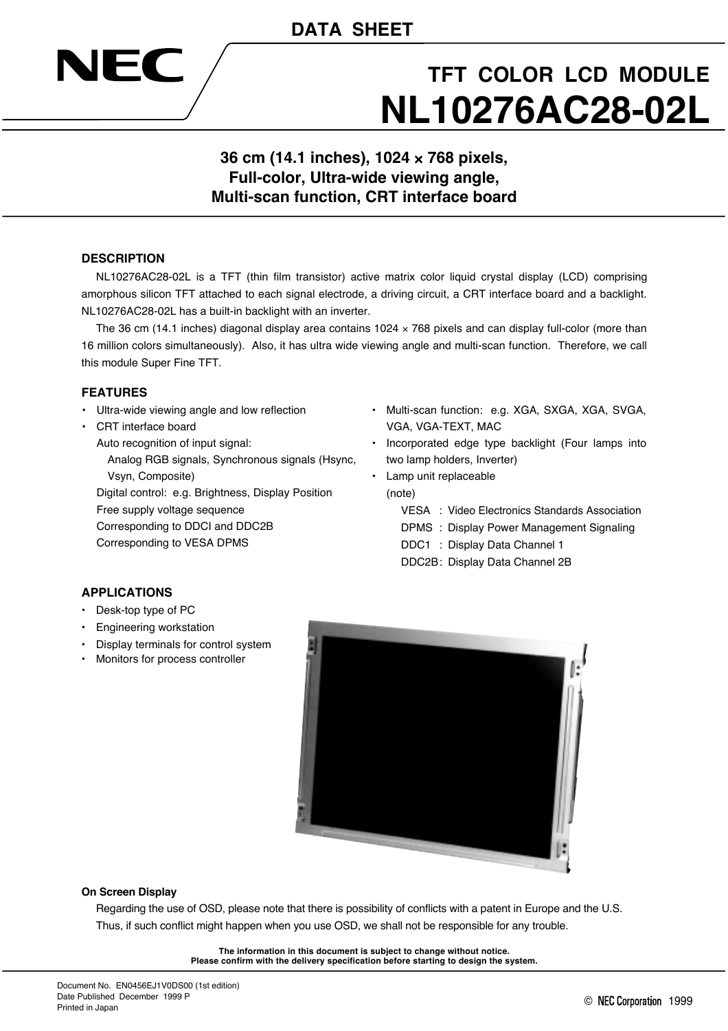DATA SHEET

# TFT COLOR LCD MODULE
# NL10276AC28-02L

## 36 cm (14.1 inches), 1024 × 768 pixels, Full-color, Ultra-wide viewing angle, Multi-scan function, CRT interface board

### DESCRIPTION

NL10276AC28-02L is a TFT (thin film transistor) active matrix color liquid crystal display (LCD) comprising amorphous silicon TFT attached to each signal electrode, a driving circuit, a CRT interface board and a backlight. NL10276AC28-02L has a built-in backlight with an inverter.

The 36 cm (14.1 inches) diagonal display area contains 1024 × 768 pixels and can display full-color (more than 16 million colors simultaneously). Also, it has ultra wide viewing angle and multi-scan function. Therefore, we call this module Super Fine TFT.

### FEATURES

- Ultra-wide viewing angle and low reflection
- CRT interface board
  - Auto recognition of input signal:
    - Analog RGB signals, Synchronous signals (Hsync, Vsyn, Composite)
  - Digital control: e.g. Brightness, Display Position
  - Free supply voltage sequence
  - Corresponding to DDCI and DDC2B
  - Corresponding to VESA DPMS
- Multi-scan function: e.g. XGA, SXGA, XGA, SVGA, VGA, VGA-TEXT, MAC
- Incorporated edge type backlight (Four lamps into two lamp holders, Inverter)
- Lamp unit replaceable

(note)

VESA : Video Electronics Standards Association
DPMS : Display Power Management Signaling
DDC1 : Display Data Channel 1
DDC2B: Display Data Channel 2B

### APPLICATIONS

- Desk-top type of PC
- Engineering workstation
- Display terminals for control system
- Monitors for process controller

**On Screen Display**

Regarding the use of OSD, please note that there is possibility of conflicts with a patent in Europe and the U.S. Thus, if such conflict might happen when you use OSD, we shall not be responsible for any trouble.

**The information in this document is subject to change without notice.**
**Please confirm with the delivery specification before starting to design the system.**

Document No. EN0456EJ1V0DS00 (1st edition)
Date Published December 1999 P
Printed in Japan

© NEC Corporation 1999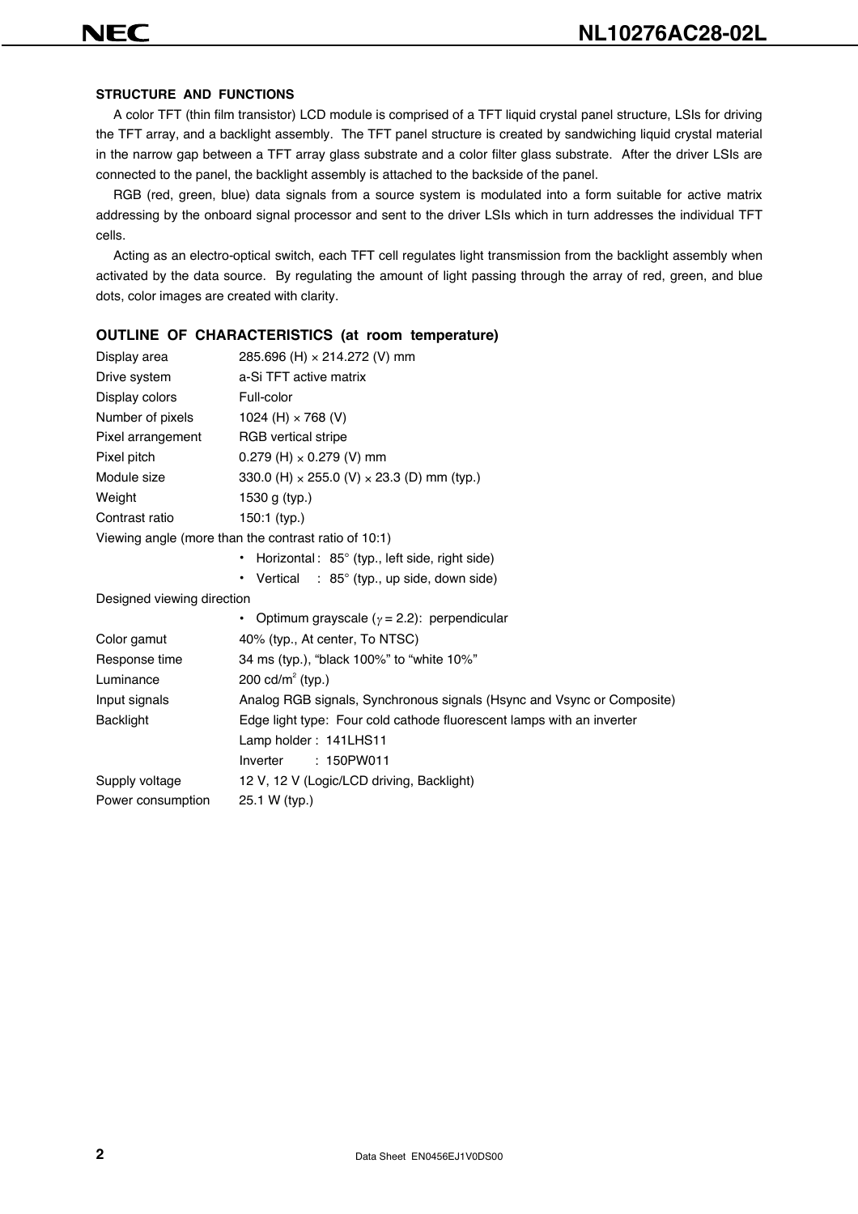## STRUCTURE AND FUNCTIONS

A color TFT (thin film transistor) LCD module is comprised of a TFT liquid crystal panel structure, LSIs for driving the TFT array, and a backlight assembly. The TFT panel structure is created by sandwiching liquid crystal material in the narrow gap between a TFT array glass substrate and a color filter glass substrate. After the driver LSIs are connected to the panel, the backlight assembly is attached to the backside of the panel.

RGB (red, green, blue) data signals from a source system is modulated into a form suitable for active matrix addressing by the onboard signal processor and sent to the driver LSIs which in turn addresses the individual TFT cells.

Acting as an electro-optical switch, each TFT cell regulates light transmission from the backlight assembly when activated by the data source. By regulating the amount of light passing through the array of red, green, and blue dots, color images are created with clarity.

## OUTLINE OF CHARACTERISTICS (at room temperature)

| | |
|---|---|
| Display area | 285.696 (H) × 214.272 (V) mm |
| Drive system | a-Si TFT active matrix |
| Display colors | Full-color |
| Number of pixels | 1024 (H) × 768 (V) |
| Pixel arrangement | RGB vertical stripe |
| Pixel pitch | 0.279 (H) × 0.279 (V) mm |
| Module size | 330.0 (H) × 255.0 (V) × 23.3 (D) mm (typ.) |
| Weight | 1530 g (typ.) |
| Contrast ratio | 150:1 (typ.) |

Viewing angle (more than the contrast ratio of 10:1)

- Horizontal : 85° (typ., left side, right side)
- Vertical : 85° (typ., up side, down side)

Designed viewing direction

- Optimum grayscale ($\gamma = 2.2$): perpendicular

| | |
|---|---|
| Color gamut | 40% (typ., At center, To NTSC) |
| Response time | 34 ms (typ.), "black 100%" to "white 10%" |
| Luminance | 200 cd/m$^2$ (typ.) |
| Input signals | Analog RGB signals, Synchronous signals (Hsync and Vsync or Composite) |
| Backlight | Edge light type: Four cold cathode fluorescent lamps with an inverter |
| | Lamp holder : 141LHS11 |
| | Inverter : 150PW011 |
| Supply voltage | 12 V, 12 V (Logic/LCD driving, Backlight) |
| Power consumption | 25.1 W (typ.) |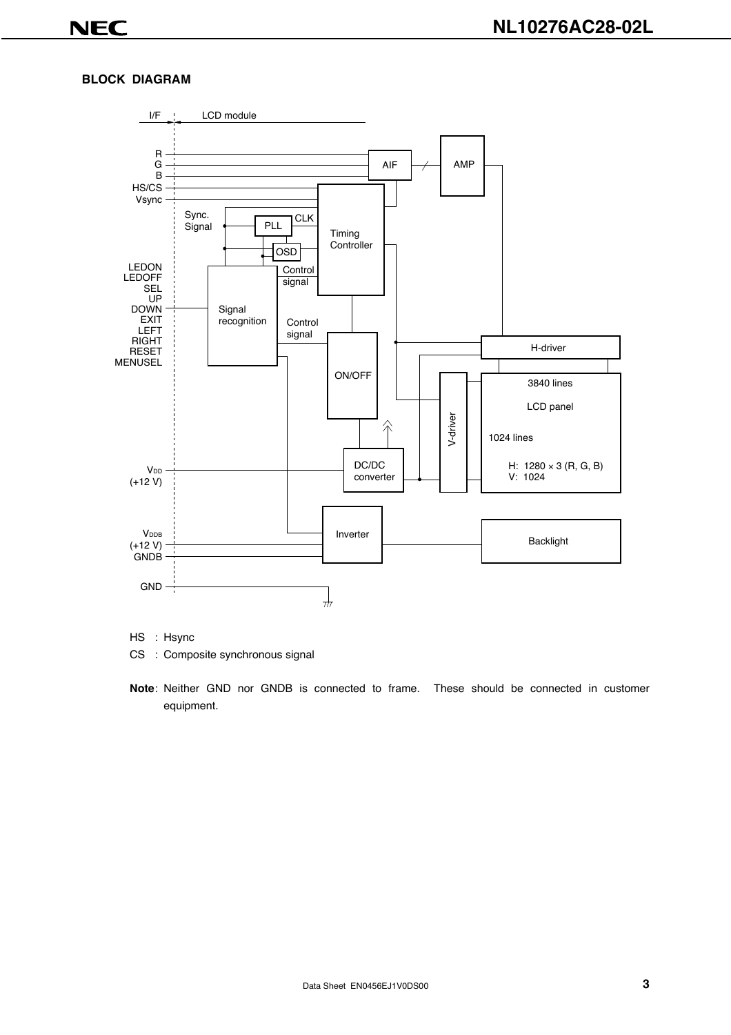## BLOCK DIAGRAM

HS : Hsync

CS : Composite synchronous signal

**Note**: Neither GND nor GNDB is connected to frame. These should be connected in customer equipment.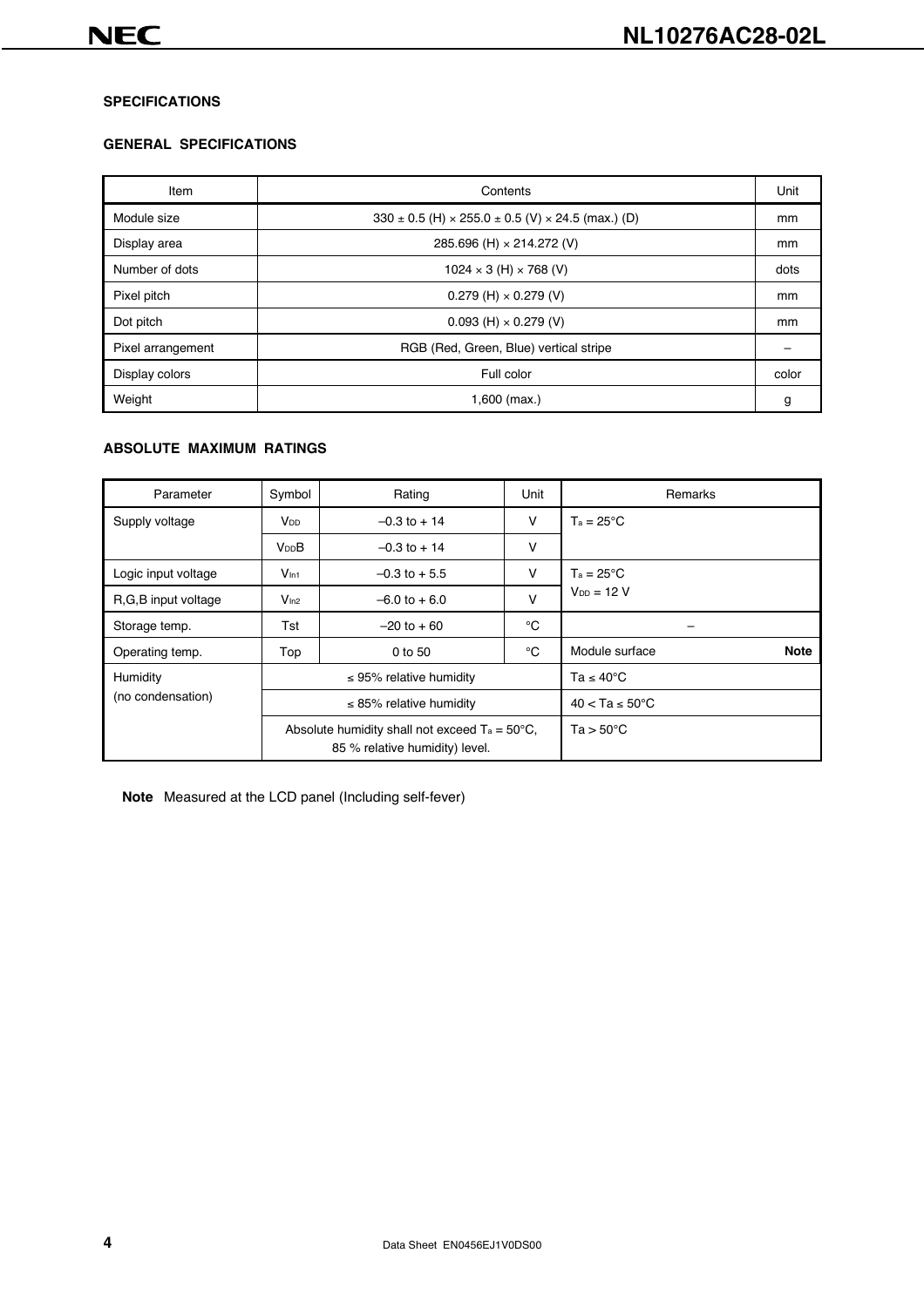## SPECIFICATIONS

### GENERAL SPECIFICATIONS

| Item | Contents | Unit |
|---|---|---|
| Module size | 330 ± 0.5 (H) × 255.0 ± 0.5 (V) × 24.5 (max.) (D) | mm |
| Display area | 285.696 (H) × 214.272 (V) | mm |
| Number of dots | 1024 × 3 (H) × 768 (V) | dots |
| Pixel pitch | 0.279 (H) × 0.279 (V) | mm |
| Dot pitch | 0.093 (H) × 0.279 (V) | mm |
| Pixel arrangement | RGB (Red, Green, Blue) vertical stripe | – |
| Display colors | Full color | color |
| Weight | 1,600 (max.) | g |

### ABSOLUTE MAXIMUM RATINGS

| Parameter | Symbol | Rating | Unit | Remarks |
|---|---|---|---|---|
| Supply voltage | $V_{DD}$ | –0.3 to + 14 | V | $T_a$ = 25°C |
| | $V_{DD}B$ | –0.3 to + 14 | V | |
| Logic input voltage | $V_{In1}$ | –0.3 to + 5.5 | V | $T_a$ = 25°C, $V_{DD}$ = 12 V |
| R,G,B input voltage | $V_{In2}$ | –6.0 to + 6.0 | V | |
| Storage temp. | Tst | –20 to + 60 | °C | – |
| Operating temp. | Top | 0 to 50 | °C | Module surface **Note** |
| Humidity (no condensation) | ≤ 95% relative humidity | | | Ta ≤ 40°C |
| | ≤ 85% relative humidity | | | 40 < Ta ≤ 50°C |
| | Absolute humidity shall not exceed $T_a$ = 50°C, 85 % relative humidity) level. | | | Ta > 50°C |

**Note** Measured at the LCD panel (Including self-fever)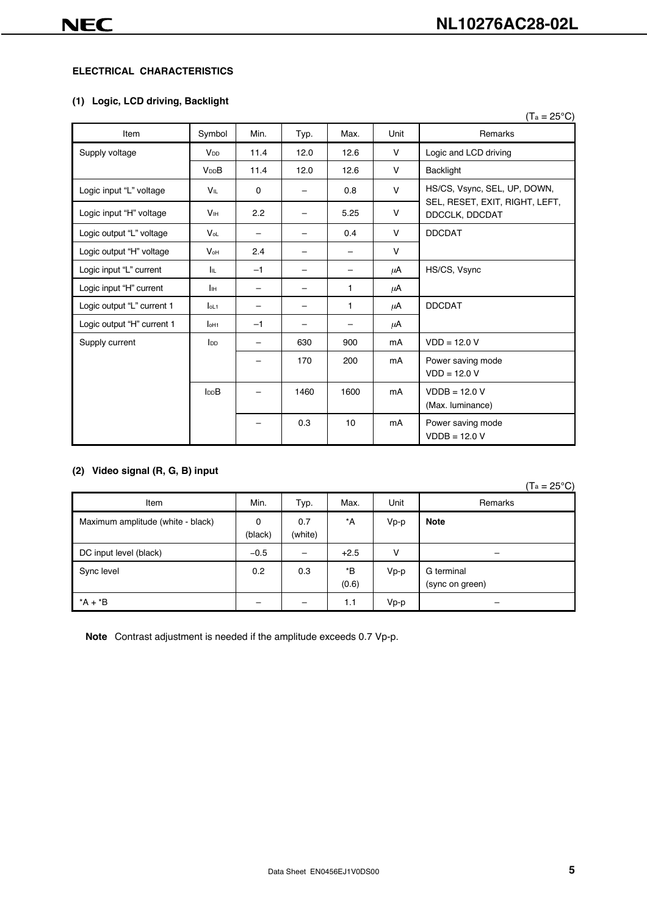### ELECTRICAL CHARACTERISTICS

#### (1) Logic, LCD driving, Backlight

($T_a$ = 25°C)

| Item | Symbol | Min. | Typ. | Max. | Unit | Remarks |
|---|---|---|---|---|---|---|
| Supply voltage | $V_{DD}$ | 11.4 | 12.0 | 12.6 | V | Logic and LCD driving |
| | $V_{DD}B$ | 11.4 | 12.0 | 12.6 | V | Backlight |
| Logic input "L" voltage | $V_{IL}$ | 0 | – | 0.8 | V | HS/CS, Vsync, SEL, UP, DOWN, SEL, RESET, EXIT, RIGHT, LEFT, DDCCLK, DDCDAT |
| Logic input "H" voltage | $V_{IH}$ | 2.2 | – | 5.25 | V | |
| Logic output "L" voltage | $V_{oL}$ | – | – | 0.4 | V | DDCDAT |
| Logic output "H" voltage | $V_{oH}$ | 2.4 | – | – | V | |
| Logic input "L" current | $I_{IL}$ | –1 | – | – | μA | HS/CS, Vsync |
| Logic input "H" current | $I_{IH}$ | – | – | 1 | μA | |
| Logic output "L" current 1 | $I_{oL1}$ | – | – | 1 | μA | DDCDAT |
| Logic output "H" current 1 | $I_{oH1}$ | –1 | – | – | μA | |
| Supply current | $I_{DD}$ | – | 630 | 900 | mA | VDD = 12.0 V |
| | | – | 170 | 200 | mA | Power saving mode VDD = 12.0 V |
| | $I_{DD}B$ | – | 1460 | 1600 | mA | VDDB = 12.0 V (Max. luminance) |
| | | – | 0.3 | 10 | mA | Power saving mode VDDB = 12.0 V |

#### (2) Video signal (R, G, B) input

($T_a$ = 25°C)

| Item | Min. | Typ. | Max. | Unit | Remarks |
|---|---|---|---|---|---|
| Maximum amplitude (white - black) | 0 (black) | 0.7 (white) | *A | Vp-p | **Note** |
| DC input level (black) | –0.5 | – | +2.5 | V | – |
| Sync level | 0.2 | 0.3 | *B (0.6) | Vp-p | G terminal (sync on green) |
| *A + *B | – | – | 1.1 | Vp-p | – |

**Note** Contrast adjustment is needed if the amplitude exceeds 0.7 Vp-p.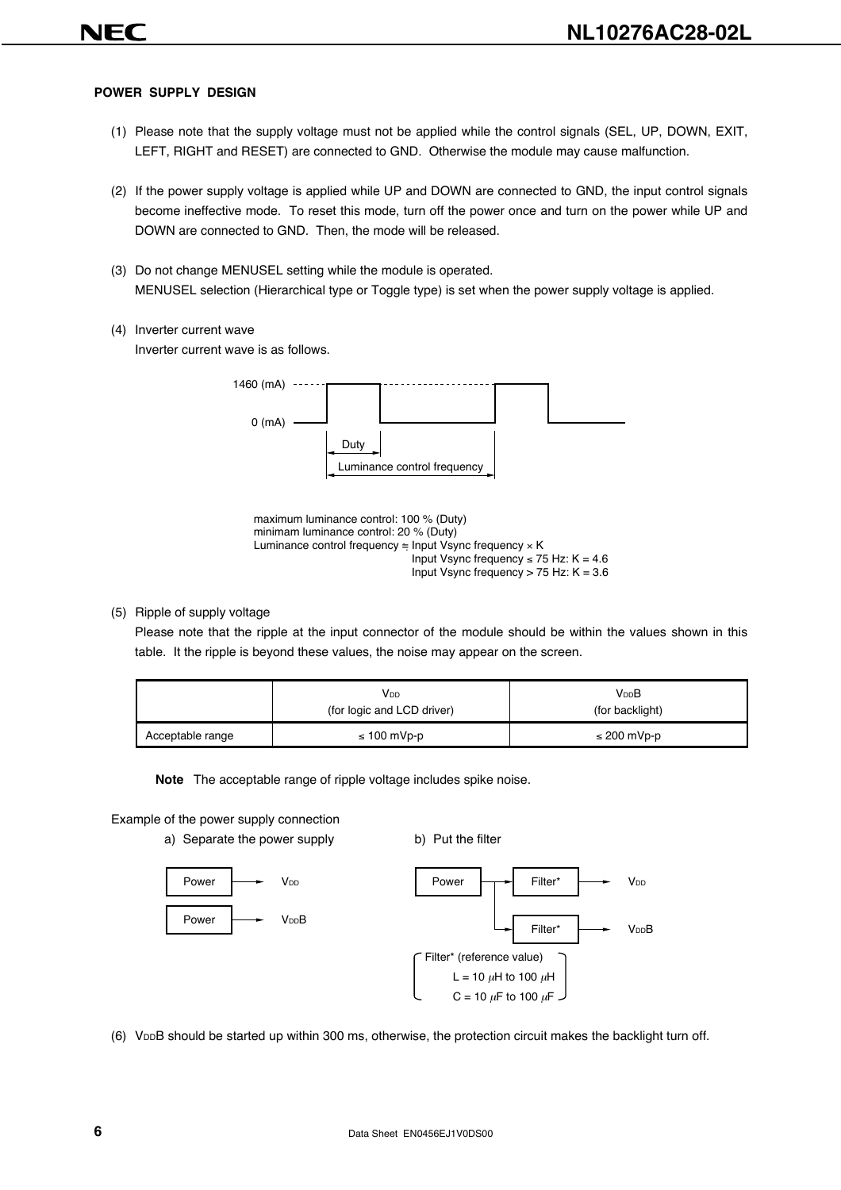### POWER SUPPLY DESIGN

(1) Please note that the supply voltage must not be applied while the control signals (SEL, UP, DOWN, EXIT, LEFT, RIGHT and RESET) are connected to GND. Otherwise the module may cause malfunction.

(2) If the power supply voltage is applied while UP and DOWN are connected to GND, the input control signals become ineffective mode. To reset this mode, turn off the power once and turn on the power while UP and DOWN are connected to GND. Then, the mode will be released.

(3) Do not change MENUSEL setting while the module is operated.
MENUSEL selection (Hierarchical type or Toggle type) is set when the power supply voltage is applied.

(4) Inverter current wave
Inverter current wave is as follows.

1460 (mA)
0 (mA)
Duty
Luminance control frequency

maximum luminance control: 100 % (Duty)
minimam luminance control: 20 % (Duty)
Luminance control frequency ≒ Input Vsync frequency × K
Input Vsync frequency ≤ 75 Hz: K = 4.6
Input Vsync frequency > 75 Hz: K = 3.6

(5) Ripple of supply voltage
Please note that the ripple at the input connector of the module should be within the values shown in this table. It the ripple is beyond these values, the noise may appear on the screen.

| | $V_{DD}$ (for logic and LCD driver) | $V_{DD}B$ (for backlight) |
|---|---|---|
| Acceptable range | ≤ 100 mVp-p | ≤ 200 mVp-p |

**Note** The acceptable range of ripple voltage includes spike noise.

Example of the power supply connection

a) Separate the power supply

Power → $V_{DD}$
Power → $V_{DD}B$

b) Put the filter

Power → Filter* → $V_{DD}$
Power → Filter* → $V_{DD}B$

Filter* (reference value)
L = 10 μH to 100 μH
C = 10 μF to 100 μF

(6) $V_{DD}B$ should be started up within 300 ms, otherwise, the protection circuit makes the backlight turn off.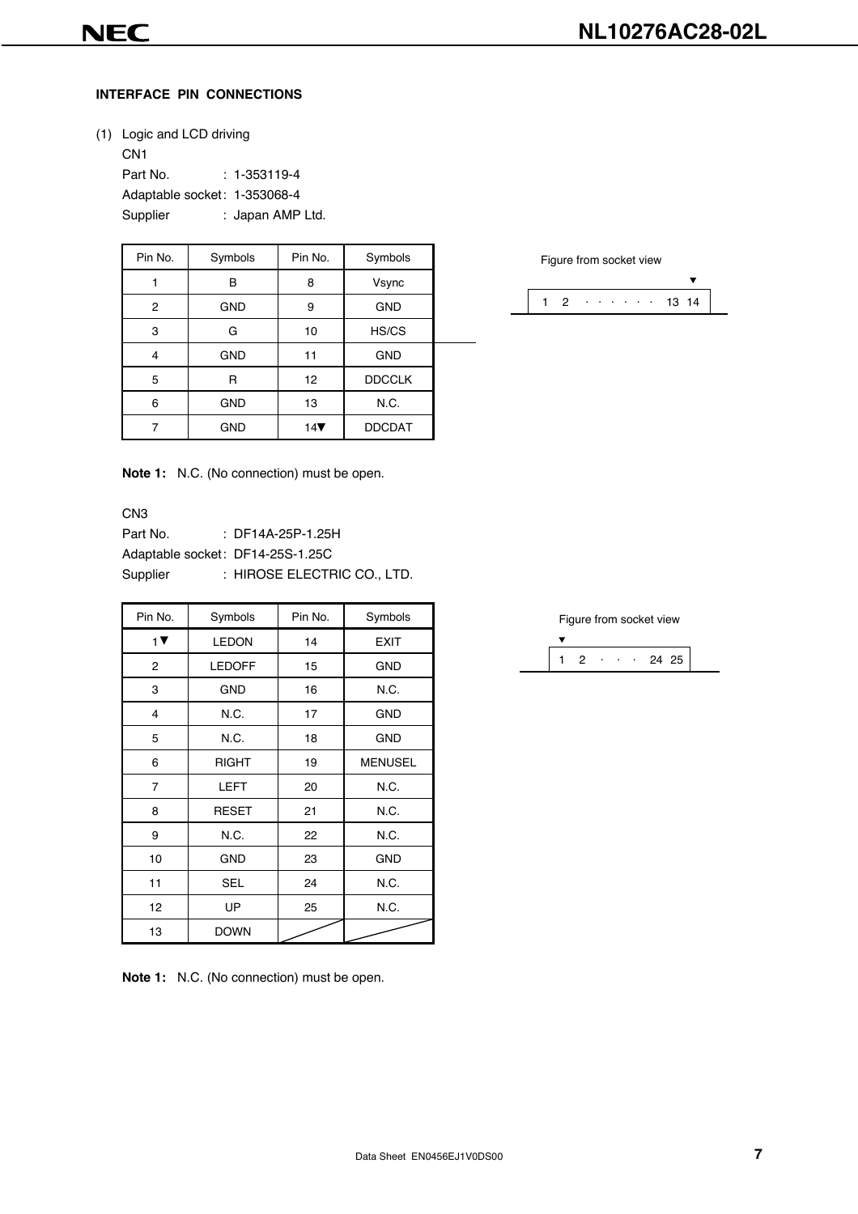#### INTERFACE PIN CONNECTIONS

(1) Logic and LCD driving

CN1

Part No. : 1-353119-4
Adaptable socket : 1-353068-4
Supplier : Japan AMP Ltd.

| Pin No. | Symbols | Pin No. | Symbols |
|---|---|---|---|
| 1 | B | 8 | Vsync |
| 2 | GND | 9 | GND |
| 3 | G | 10 | HS/CS |
| 4 | GND | 11 | GND |
| 5 | R | 12 | DDCCLK |
| 6 | GND | 13 | N.C. |
| 7 | GND | 14▼ | DDCDAT |

Figure from socket view

▼
1 2 · · · · · · 13 14

**Note 1:** N.C. (No connection) must be open.

CN3

Part No. : DF14A-25P-1.25H
Adaptable socket : DF14-25S-1.25C
Supplier : HIROSE ELECTRIC CO., LTD.

| Pin No. | Symbols | Pin No. | Symbols |
|---|---|---|---|
| 1▼ | LEDON | 14 | EXIT |
| 2 | LEDOFF | 15 | GND |
| 3 | GND | 16 | N.C. |
| 4 | N.C. | 17 | GND |
| 5 | N.C. | 18 | GND |
| 6 | RIGHT | 19 | MENUSEL |
| 7 | LEFT | 20 | N.C. |
| 8 | RESET | 21 | N.C. |
| 9 | N.C. | 22 | N.C. |
| 10 | GND | 23 | GND |
| 11 | SEL | 24 | N.C. |
| 12 | UP | 25 | N.C. |
| 13 | DOWN | | |

Figure from socket view

▼
1 2 · · · 24 25

**Note 1:** N.C. (No connection) must be open.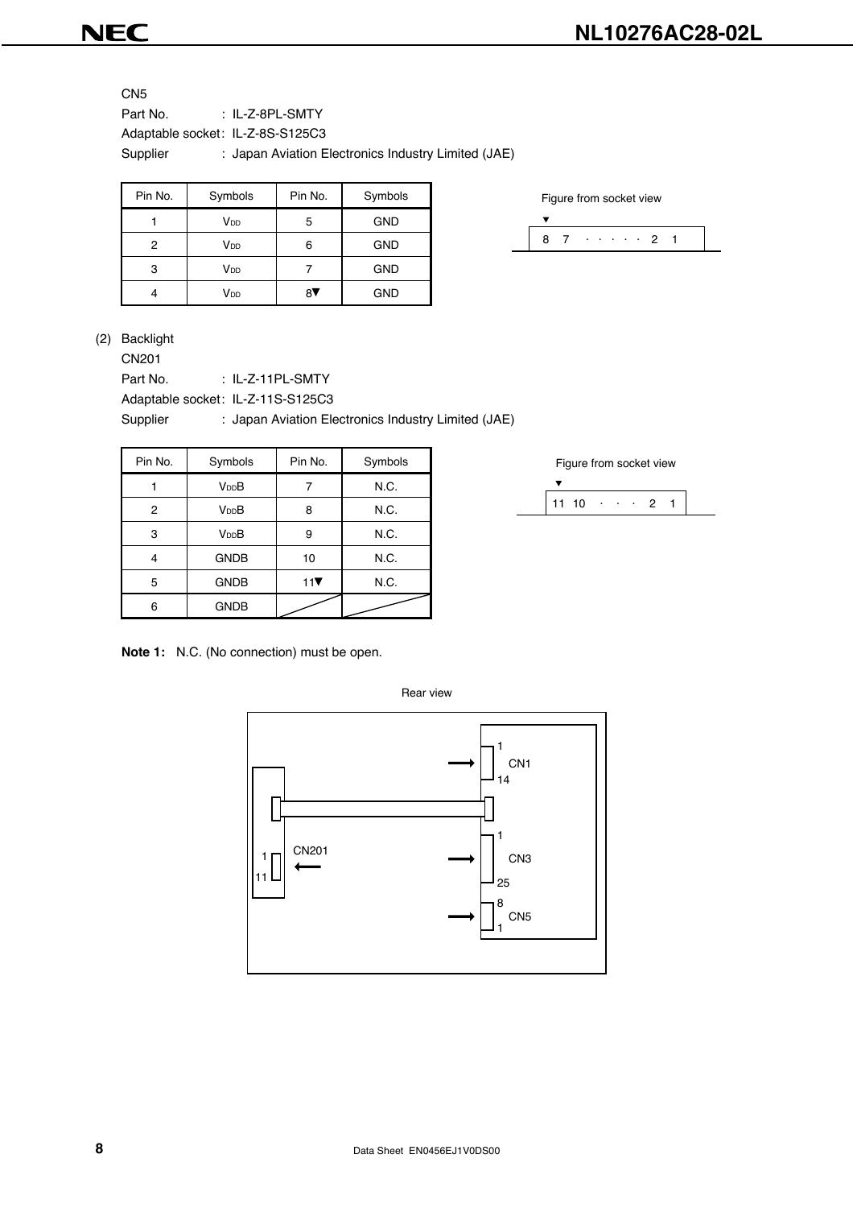CN5

Part No. : IL-Z-8PL-SMTY

Adaptable socket : IL-Z-8S-S125C3

Supplier : Japan Aviation Electronics Industry Limited (JAE)

| Pin No. | Symbols | Pin No. | Symbols |
|---|---|---|---|
| 1 | $V_{DD}$ | 5 | GND |
| 2 | $V_{DD}$ | 6 | GND |
| 3 | $V_{DD}$ | 7 | GND |
| 4 | $V_{DD}$ | 8▼ | GND |

Figure from socket view

▼
8 7 · · · · · · 2 1

(2) Backlight

CN201

Part No. : IL-Z-11PL-SMTY

Adaptable socket : IL-Z-11S-S125C3

Supplier : Japan Aviation Electronics Industry Limited (JAE)

| Pin No. | Symbols | Pin No. | Symbols |
|---|---|---|---|
| 1 | $V_{DD}B$ | 7 | N.C. |
| 2 | $V_{DD}B$ | 8 | N.C. |
| 3 | $V_{DD}B$ | 9 | N.C. |
| 4 | GNDB | 10 | N.C. |
| 5 | GNDB | 11▼ | N.C. |
| 6 | GNDB | | |

Figure from socket view

▼
11 10 · · · 2 1

**Note 1:** N.C. (No connection) must be open.

Rear view

CN1 (1–14), CN3 (1–25), CN5 (8–1), CN201 (1–11)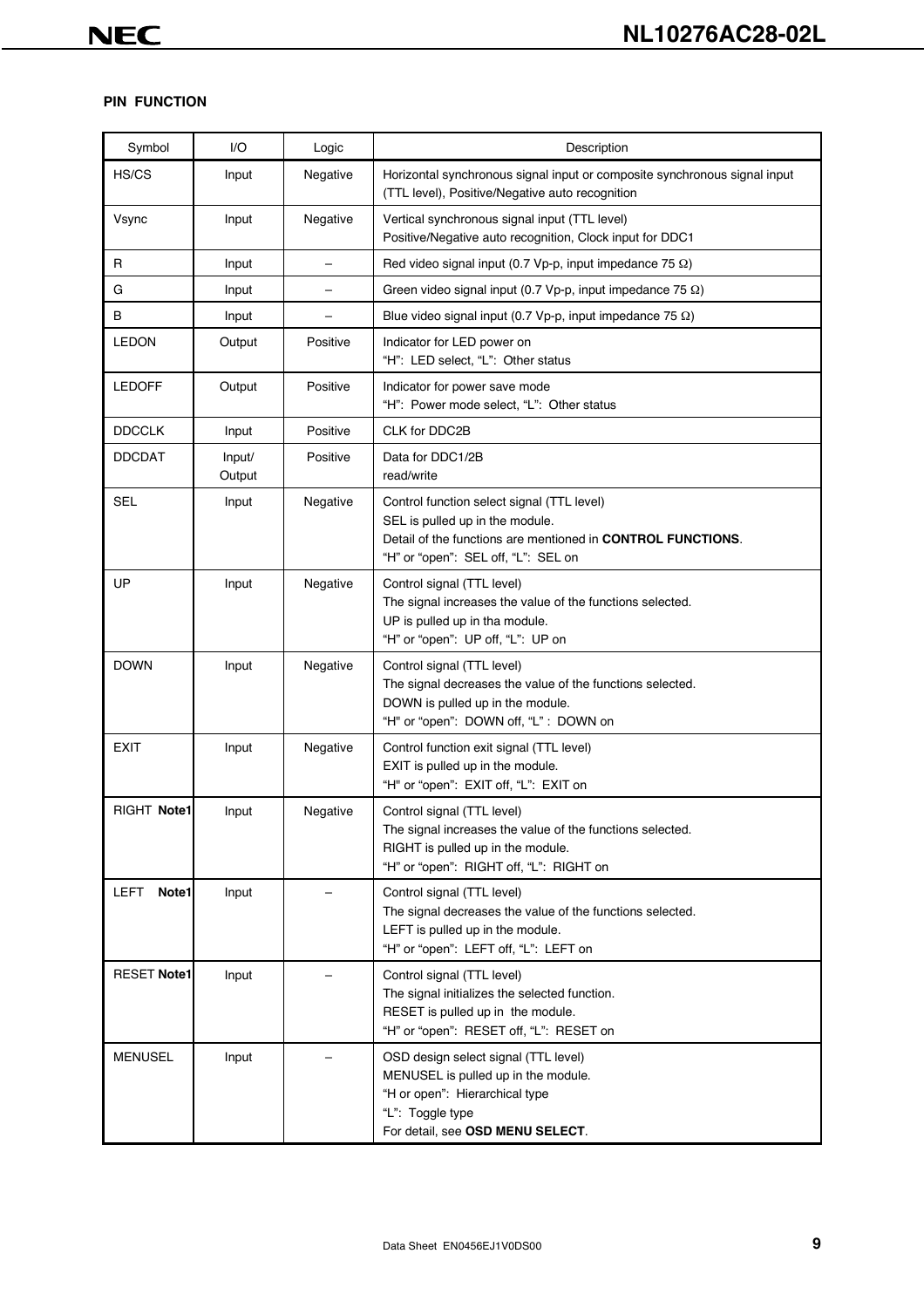**PIN FUNCTION**

| Symbol | I/O | Logic | Description |
|---|---|---|---|
| HS/CS | Input | Negative | Horizontal synchronous signal input or composite synchronous signal input (TTL level), Positive/Negative auto recognition |
| Vsync | Input | Negative | Vertical synchronous signal input (TTL level)<br>Positive/Negative auto recognition, Clock input for DDC1 |
| R | Input | – | Red video signal input (0.7 Vp-p, input impedance 75 Ω) |
| G | Input | – | Green video signal input (0.7 Vp-p, input impedance 75 Ω) |
| B | Input | – | Blue video signal input (0.7 Vp-p, input impedance 75 Ω) |
| LEDON | Output | Positive | Indicator for LED power on<br>"H": LED select, "L": Other status |
| LEDOFF | Output | Positive | Indicator for power save mode<br>"H": Power mode select, "L": Other status |
| DDCCLK | Input | Positive | CLK for DDC2B |
| DDCDAT | Input/ Output | Positive | Data for DDC1/2B<br>read/write |
| SEL | Input | Negative | Control function select signal (TTL level)<br>SEL is pulled up in the module.<br>Detail of the functions are mentioned in **CONTROL FUNCTIONS**.<br>"H" or "open": SEL off, "L": SEL on |
| UP | Input | Negative | Control signal (TTL level)<br>The signal increases the value of the functions selected.<br>UP is pulled up in tha module.<br>"H" or "open": UP off, "L": UP on |
| DOWN | Input | Negative | Control signal (TTL level)<br>The signal decreases the value of the functions selected.<br>DOWN is pulled up in the module.<br>"H" or "open": DOWN off, "L" : DOWN on |
| EXIT | Input | Negative | Control function exit signal (TTL level)<br>EXIT is pulled up in the module.<br>"H" or "open": EXIT off, "L": EXIT on |
| RIGHT **Note1** | Input | Negative | Control signal (TTL level)<br>The signal increases the value of the functions selected.<br>RIGHT is pulled up in the module.<br>"H" or "open": RIGHT off, "L": RIGHT on |
| LEFT **Note1** | Input | – | Control signal (TTL level)<br>The signal decreases the value of the functions selected.<br>LEFT is pulled up in the module.<br>"H" or "open": LEFT off, "L": LEFT on |
| RESET **Note1** | Input | – | Control signal (TTL level)<br>The signal initializes the selected function.<br>RESET is pulled up in the module.<br>"H" or "open": RESET off, "L": RESET on |
| MENUSEL | Input | – | OSD design select signal (TTL level)<br>MENUSEL is pulled up in the module.<br>"H or open": Hierarchical type<br>"L": Toggle type<br>For detail, see **OSD MENU SELECT**. |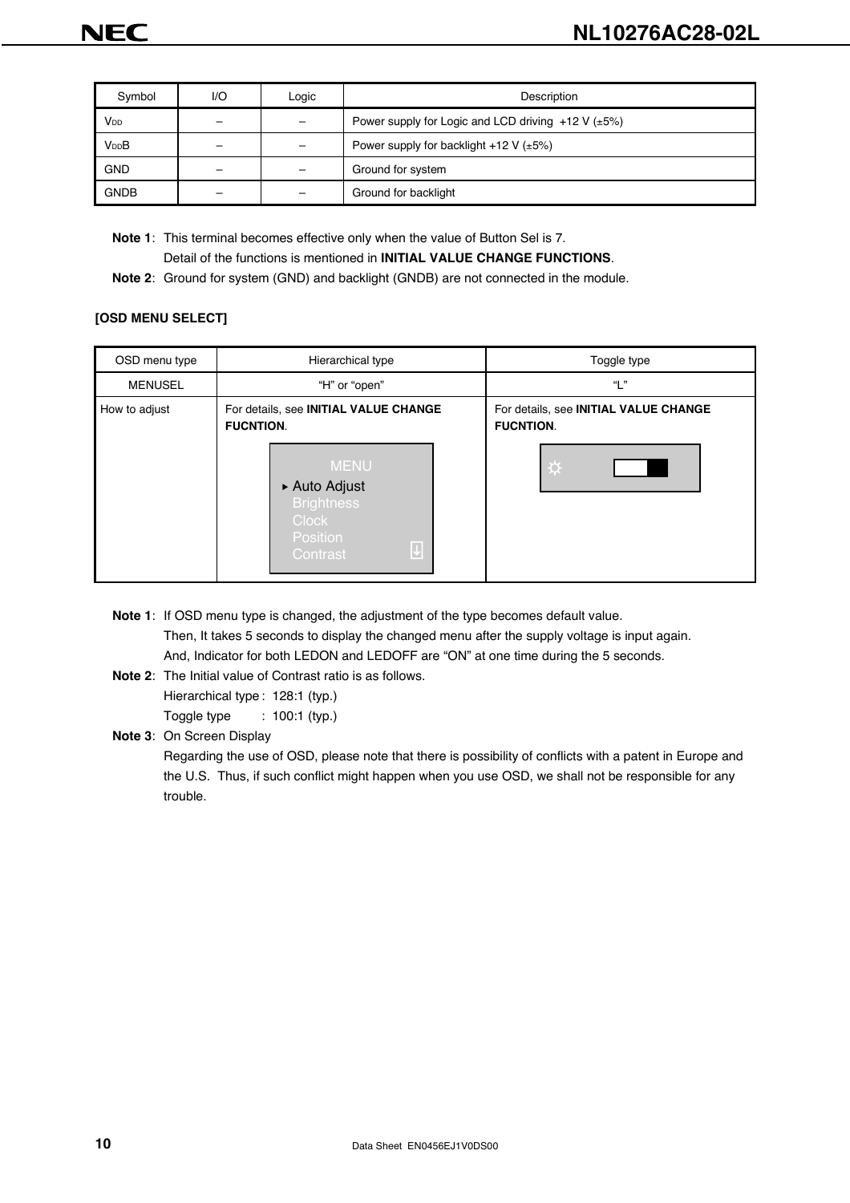| Symbol | I/O | Logic | Description |
|---|---|---|---|
| $V_{DD}$ | – | – | Power supply for Logic and LCD driving +12 V (±5%) |
| $V_{DD}B$ | – | – | Power supply for backlight +12 V (±5%) |
| GND | – | – | Ground for system |
| GNDB | – | – | Ground for backlight |

**Note 1**: This terminal becomes effective only when the value of Button Sel is 7.
Detail of the functions is mentioned in **INITIAL VALUE CHANGE FUNCTIONS**.

**Note 2**: Ground for system (GND) and backlight (GNDB) are not connected in the module.

**[OSD MENU SELECT]**

| OSD menu type | Hierarchical type | Toggle type |
|---|---|---|
| MENUSEL | "H" or "open" | "L" |
| How to adjust | For details, see **INITIAL VALUE CHANGE FUCNTION**. MENU ▸ Auto Adjust, Brightness, Clock, Position, Contrast | For details, see **INITIAL VALUE CHANGE FUCNTION**. |

**Note 1**: If OSD menu type is changed, the adjustment of the type becomes default value.
Then, It takes 5 seconds to display the changed menu after the supply voltage is input again.
And, Indicator for both LEDON and LEDOFF are "ON" at one time during the 5 seconds.

**Note 2**: The Initial value of Contrast ratio is as follows.
Hierarchical type : 128:1 (typ.)
Toggle type : 100:1 (typ.)

**Note 3**: On Screen Display
Regarding the use of OSD, please note that there is possibility of conflicts with a patent in Europe and the U.S. Thus, if such conflict might happen when you use OSD, we shall not be responsible for any trouble.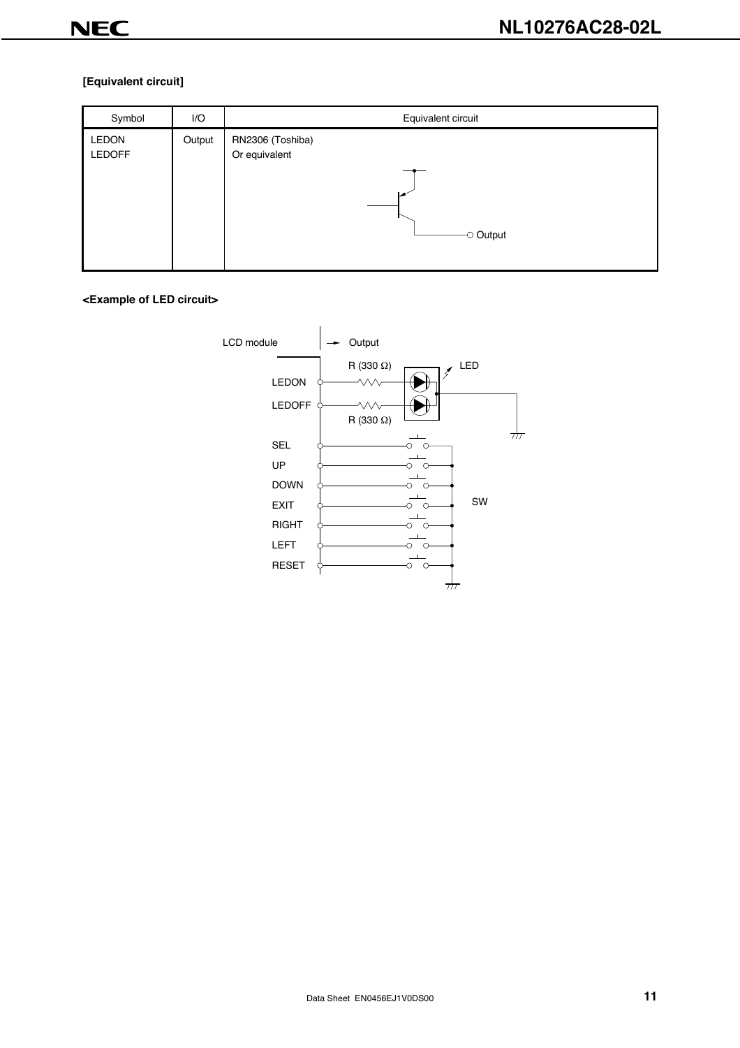**[Equivalent circuit]**

| Symbol | I/O | Equivalent circuit |
|---|---|---|
| LEDON<br>LEDOFF | Output | RN2306 (Toshiba)<br>Or equivalent<br><br>Output |

**<Example of LED circuit>**

LCD module → Output

R (330 Ω)

LED

LEDON

LEDOFF

R (330 Ω)

SEL

UP

DOWN

EXIT

RIGHT

LEFT

RESET

SW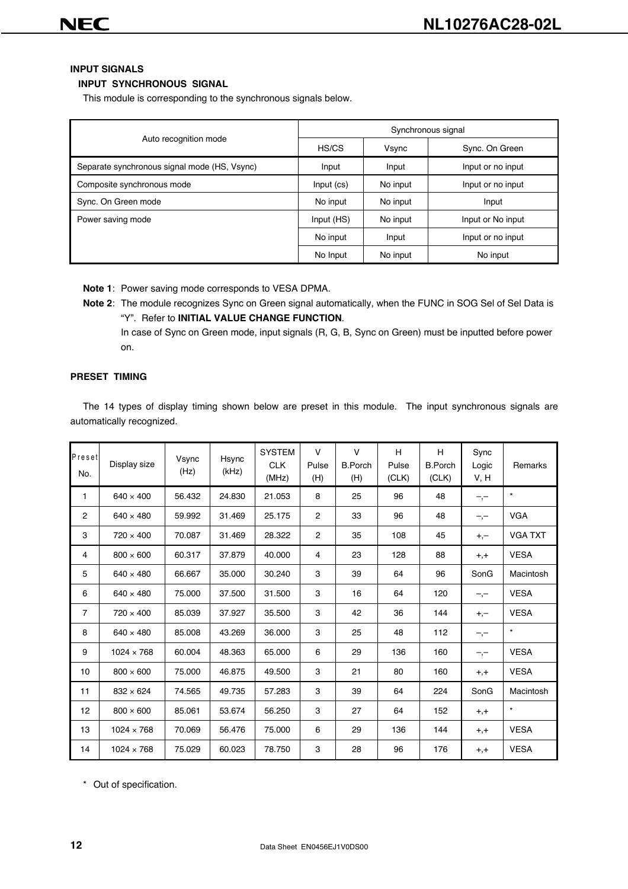## INPUT SIGNALS

### INPUT SYNCHRONOUS SIGNAL

This module is corresponding to the synchronous signals below.

| Auto recognition mode | Synchronous signal | | |
|---|---|---|---|
| | HS/CS | Vsync | Sync. On Green |
| Separate synchronous signal mode (HS, Vsync) | Input | Input | Input or no input |
| Composite synchronous mode | Input (cs) | No input | Input or no input |
| Sync. On Green mode | No input | No input | Input |
| Power saving mode | Input (HS) | No input | Input or No input |
| | No input | Input | Input or no input |
| | No Input | No input | No input |

**Note 1**: Power saving mode corresponds to VESA DPMA.

**Note 2**: The module recognizes Sync on Green signal automatically, when the FUNC in SOG Sel of Sel Data is "Y". Refer to **INITIAL VALUE CHANGE FUNCTION**.
In case of Sync on Green mode, input signals (R, G, B, Sync on Green) must be inputted before power on.

## PRESET TIMING

The 14 types of display timing shown below are preset in this module. The input synchronous signals are automatically recognized.

| Preset No. | Display size | Vsync (Hz) | Hsync (kHz) | SYSTEM CLK (MHz) | V Pulse (H) | V B.Porch (H) | H Pulse (CLK) | H B.Porch (CLK) | Sync Logic V, H | Remarks |
|---|---|---|---|---|---|---|---|---|---|---|
| 1 | 640 × 400 | 56.432 | 24.830 | 21.053 | 8 | 25 | 96 | 48 | –,– | * |
| 2 | 640 × 480 | 59.992 | 31.469 | 25.175 | 2 | 33 | 96 | 48 | –,– | VGA |
| 3 | 720 × 400 | 70.087 | 31.469 | 28.322 | 2 | 35 | 108 | 45 | +,– | VGA TXT |
| 4 | 800 × 600 | 60.317 | 37.879 | 40.000 | 4 | 23 | 128 | 88 | +,+ | VESA |
| 5 | 640 × 480 | 66.667 | 35.000 | 30.240 | 3 | 39 | 64 | 96 | SonG | Macintosh |
| 6 | 640 × 480 | 75.000 | 37.500 | 31.500 | 3 | 16 | 64 | 120 | –,– | VESA |
| 7 | 720 × 400 | 85.039 | 37.927 | 35.500 | 3 | 42 | 36 | 144 | +,– | VESA |
| 8 | 640 × 480 | 85.008 | 43.269 | 36.000 | 3 | 25 | 48 | 112 | –,– | * |
| 9 | 1024 × 768 | 60.004 | 48.363 | 65.000 | 6 | 29 | 136 | 160 | –,– | VESA |
| 10 | 800 × 600 | 75.000 | 46.875 | 49.500 | 3 | 21 | 80 | 160 | +,+ | VESA |
| 11 | 832 × 624 | 74.565 | 49.735 | 57.283 | 3 | 39 | 64 | 224 | SonG | Macintosh |
| 12 | 800 × 600 | 85.061 | 53.674 | 56.250 | 3 | 27 | 64 | 152 | +,+ | * |
| 13 | 1024 × 768 | 70.069 | 56.476 | 75.000 | 6 | 29 | 136 | 144 | +,+ | VESA |
| 14 | 1024 × 768 | 75.029 | 60.023 | 78.750 | 3 | 28 | 96 | 176 | +,+ | VESA |

\* Out of specification.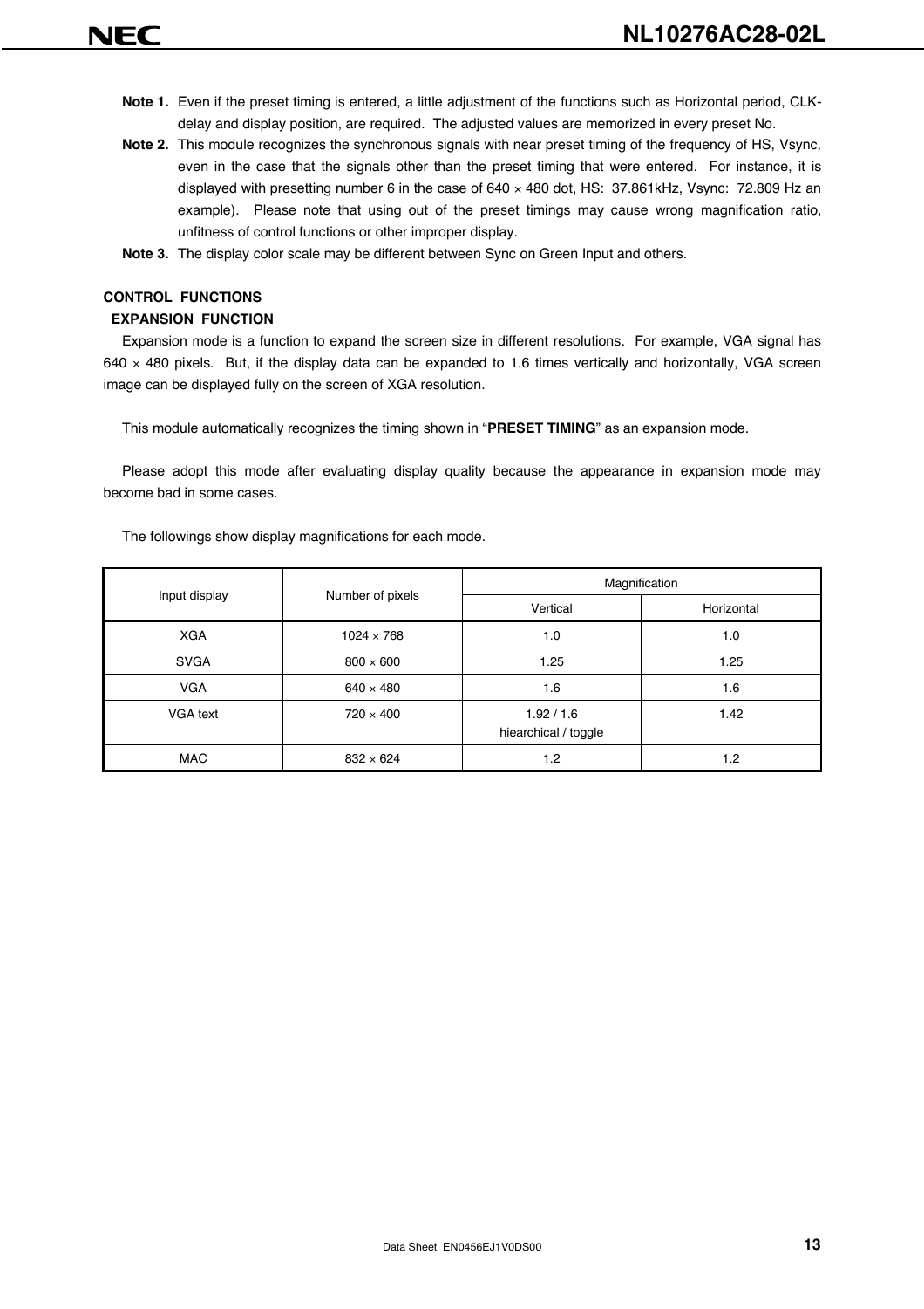**Note 1.** Even if the preset timing is entered, a little adjustment of the functions such as Horizontal period, CLK-delay and display position, are required. The adjusted values are memorized in every preset No.

**Note 2.** This module recognizes the synchronous signals with near preset timing of the frequency of HS, Vsync, even in the case that the signals other than the preset timing that were entered. For instance, it is displayed with presetting number 6 in the case of 640 × 480 dot, HS: 37.861kHz, Vsync: 72.809 Hz an example). Please note that using out of the preset timings may cause wrong magnification ratio, unfitness of control functions or other improper display.

**Note 3.** The display color scale may be different between Sync on Green Input and others.

## CONTROL FUNCTIONS

### EXPANSION FUNCTION

Expansion mode is a function to expand the screen size in different resolutions. For example, VGA signal has 640 × 480 pixels. But, if the display data can be expanded to 1.6 times vertically and horizontally, VGA screen image can be displayed fully on the screen of XGA resolution.

This module automatically recognizes the timing shown in "**PRESET TIMING**" as an expansion mode.

Please adopt this mode after evaluating display quality because the appearance in expansion mode may become bad in some cases.

The followings show display magnifications for each mode.

| Input display | Number of pixels | Magnification | |
|---|---|---|---|
| | | Vertical | Horizontal |
| XGA | 1024 × 768 | 1.0 | 1.0 |
| SVGA | 800 × 600 | 1.25 | 1.25 |
| VGA | 640 × 480 | 1.6 | 1.6 |
| VGA text | 720 × 400 | 1.92 / 1.6<br>hiearchical / toggle | 1.42 |
| MAC | 832 × 624 | 1.2 | 1.2 |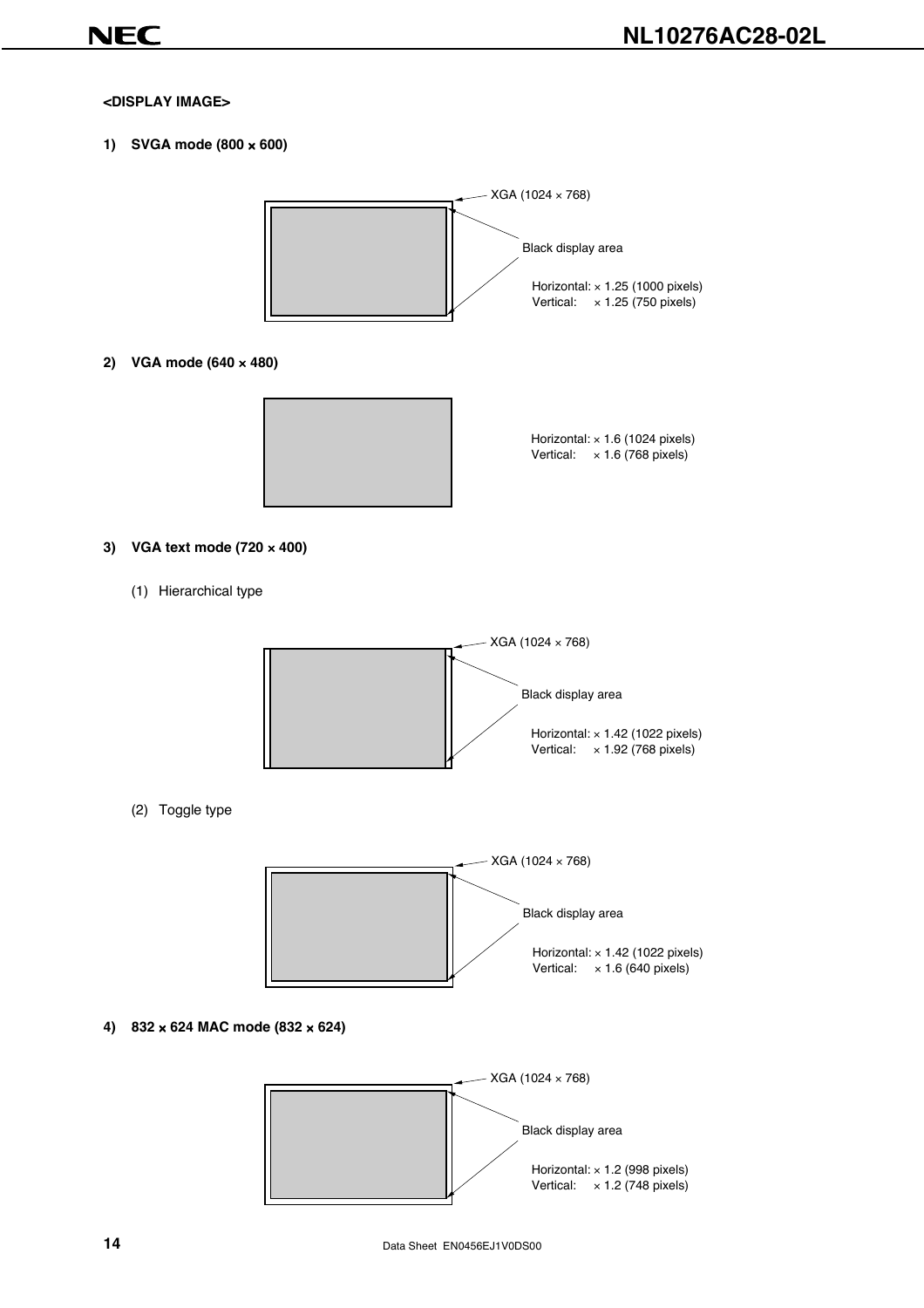**<DISPLAY IMAGE>**

**1) SVGA mode (800 × 600)**

XGA (1024 × 768)

Black display area

Horizontal: × 1.25 (1000 pixels)
Vertical: × 1.25 (750 pixels)

**2) VGA mode (640 × 480)**

Horizontal: × 1.6 (1024 pixels)
Vertical: × 1.6 (768 pixels)

**3) VGA text mode (720 × 400)**

(1) Hierarchical type

XGA (1024 × 768)

Black display area

Horizontal: × 1.42 (1022 pixels)
Vertical: × 1.92 (768 pixels)

(2) Toggle type

XGA (1024 × 768)

Black display area

Horizontal: × 1.42 (1022 pixels)
Vertical: × 1.6 (640 pixels)

**4) 832 × 624 MAC mode (832 × 624)**

XGA (1024 × 768)

Black display area

Horizontal: × 1.2 (998 pixels)
Vertical: × 1.2 (748 pixels)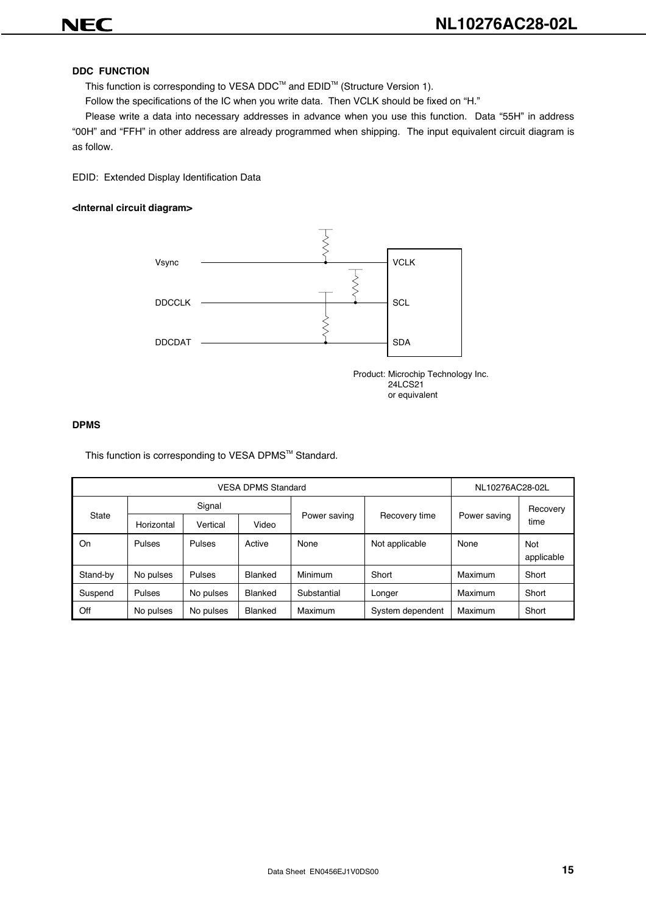### DDC FUNCTION

This function is corresponding to VESA DDC™ and EDID™ (Structure Version 1).

Follow the specifications of the IC when you write data. Then VCLK should be fixed on "H."

Please write a data into necessary addresses in advance when you use this function. Data "55H" in address "00H" and "FFH" in other address are already programmed when shipping. The input equivalent circuit diagram is as follow.

EDID: Extended Display Identification Data

**<Internal circuit diagram>**

Vsync — VCLK

DDCCLK — SCL

DDCDAT — SDA

Product: Microchip Technology Inc.
24LCS21
or equivalent

### DPMS

This function is corresponding to VESA DPMS™ Standard.

| VESA DPMS Standard | | | | | | NL10276AC28-02L | |
|---|---|---|---|---|---|---|---|
| State | Signal | | | Power saving | Recovery time | Power saving | Recovery time |
| | Horizontal | Vertical | Video | | | | |
| On | Pulses | Pulses | Active | None | Not applicable | None | Not applicable |
| Stand-by | No pulses | Pulses | Blanked | Minimum | Short | Maximum | Short |
| Suspend | Pulses | No pulses | Blanked | Substantial | Longer | Maximum | Short |
| Off | No pulses | No pulses | Blanked | Maximum | System dependent | Maximum | Short |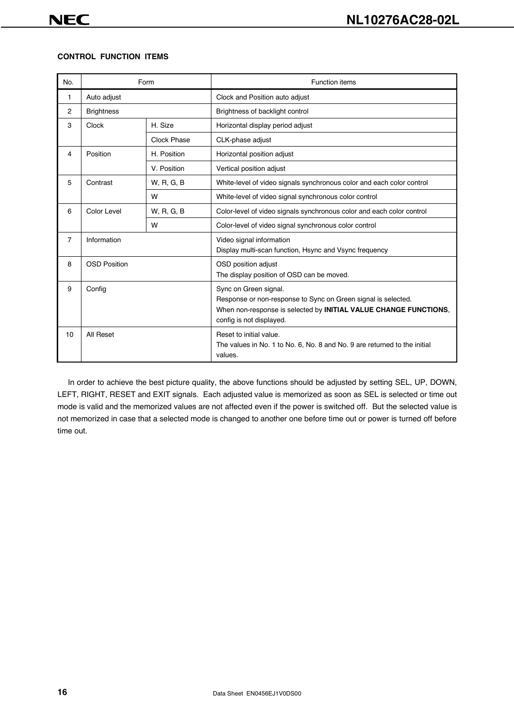**CONTROL FUNCTION ITEMS**

| No. | Form | | Function items |
|---|---|---|---|
| 1 | Auto adjust | | Clock and Position auto adjust |
| 2 | Brightness | | Brightness of backlight control |
| 3 | Clock | H. Size | Horizontal display period adjust |
| | | Clock Phase | CLK-phase adjust |
| 4 | Position | H. Position | Horizontal position adjust |
| | | V. Position | Vertical position adjust |
| 5 | Contrast | W, R, G, B | White-level of video signals synchronous color and each color control |
| | | W | White-level of video signal synchronous color control |
| 6 | Color Level | W, R, G, B | Color-level of video signals synchronous color and each color control |
| | | W | Color-level of video signal synchronous color control |
| 7 | Information | | Video signal information<br>Display multi-scan function, Hsync and Vsync frequency |
| 8 | OSD Position | | OSD position adjust<br>The display position of OSD can be moved. |
| 9 | Config | | Sync on Green signal.<br>Response or non-response to Sync on Green signal is selected.<br>When non-response is selected by **INITIAL VALUE CHANGE FUNCTIONS**, config is not displayed. |
| 10 | All Reset | | Reset to initial value.<br>The values in No. 1 to No. 6, No. 8 and No. 9 are returned to the initial values. |

In order to achieve the best picture quality, the above functions should be adjusted by setting SEL, UP, DOWN, LEFT, RIGHT, RESET and EXIT signals. Each adjusted value is memorized as soon as SEL is selected or time out mode is valid and the memorized values are not affected even if the power is switched off. But the selected value is not memorized in case that a selected mode is changed to another one before time out or power is turned off before time out.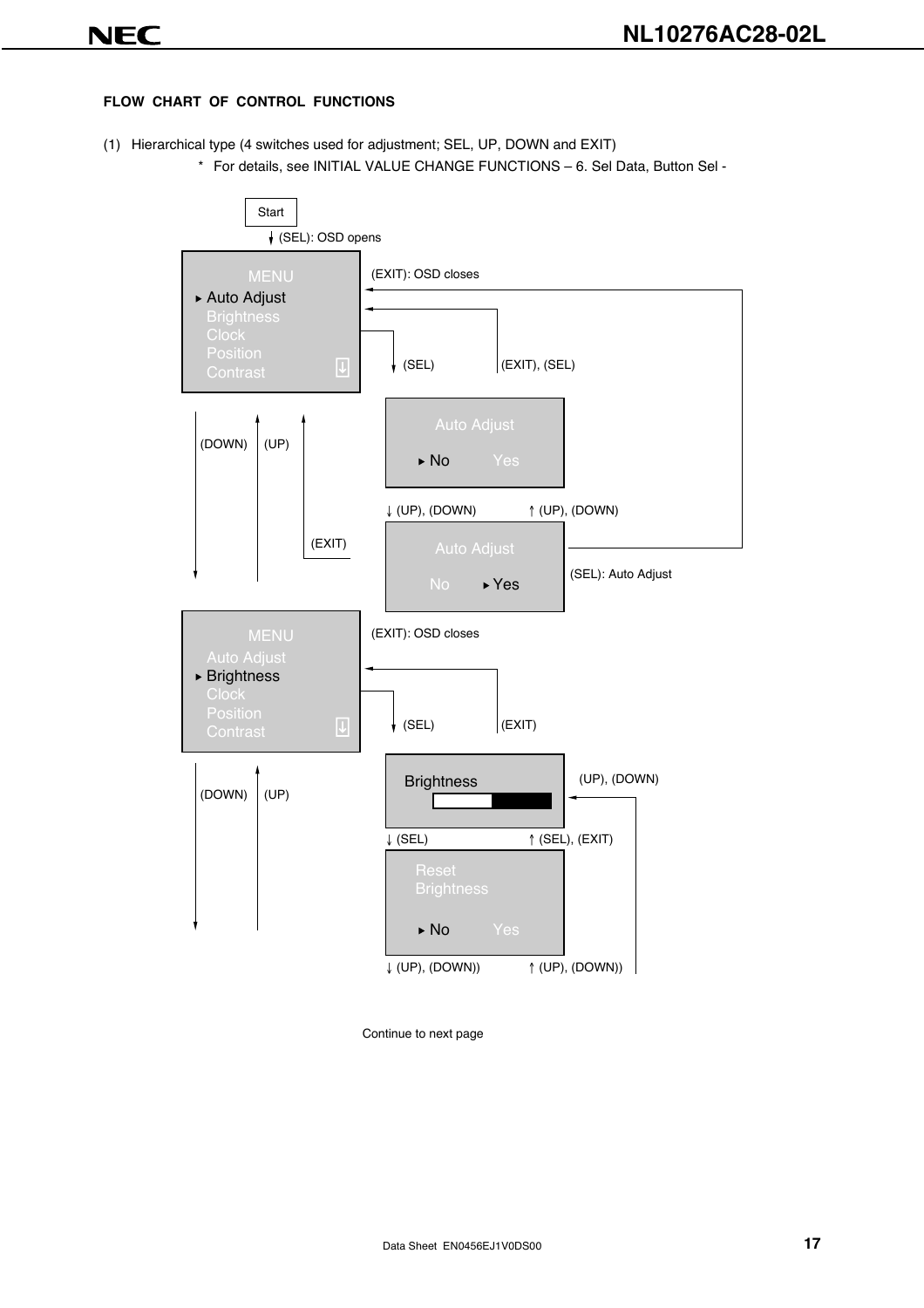**FLOW CHART OF CONTROL FUNCTIONS**

(1) Hierarchical type (4 switches used for adjustment; SEL, UP, DOWN and EXIT)

\* For details, see INITIAL VALUE CHANGE FUNCTIONS – 6. Sel Data, Button Sel -

Start

↓ (SEL): OSD opens

MENU
▸ Auto Adjust
Brightness
Clock
Position
Contrast

(EXIT): OSD closes

(SEL) (EXIT), (SEL)

Auto Adjust
▸ No Yes

↓ (UP), (DOWN) ↑ (UP), (DOWN)

(DOWN) (UP) (EXIT)

Auto Adjust
No ▸ Yes

(SEL): Auto Adjust

MENU
Auto Adjust
▸ Brightness
Clock
Position
Contrast

(EXIT): OSD closes

(SEL) (EXIT)

Brightness

(UP), (DOWN)

↓ (SEL) ↑ (SEL), (EXIT)

Reset
Brightness
▸ No Yes

↓ (UP), (DOWN)) ↑ (UP), (DOWN))

(DOWN) (UP)

Continue to next page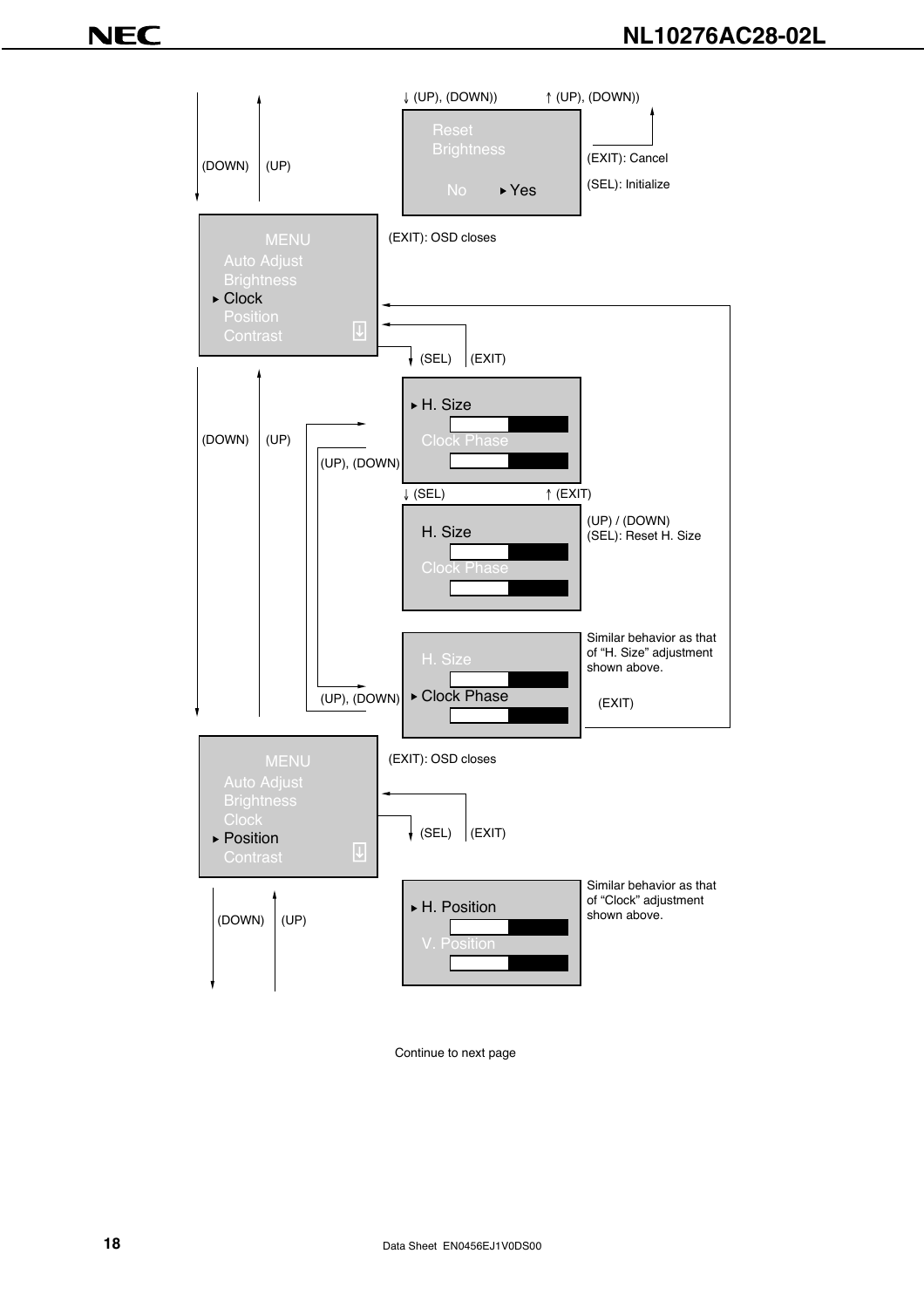↓ (UP), (DOWN)) ↑ (UP), (DOWN))

Reset
Brightness

No ▸ Yes

(EXIT): Cancel

(SEL): Initialize

(DOWN) (UP)

MENU
Auto Adjust
Brightness
▸ Clock
Position
Contrast

(EXIT): OSD closes

(SEL) (EXIT)

(DOWN) (UP)

▸ H. Size

Clock Phase

(UP), (DOWN)

↓ (SEL) ↑ (EXIT)

H. Size

Clock Phase

(UP) / (DOWN)
(SEL): Reset H. Size

H. Size

▸ Clock Phase

(UP), (DOWN)

Similar behavior as that of “H. Size” adjustment shown above.

(EXIT)

MENU
Auto Adjust
Brightness
Clock
▸ Position
Contrast

(EXIT): OSD closes

(SEL) (EXIT)

(DOWN) (UP)

▸ H. Position

V. Position

Similar behavior as that of “Clock” adjustment shown above.

Continue to next page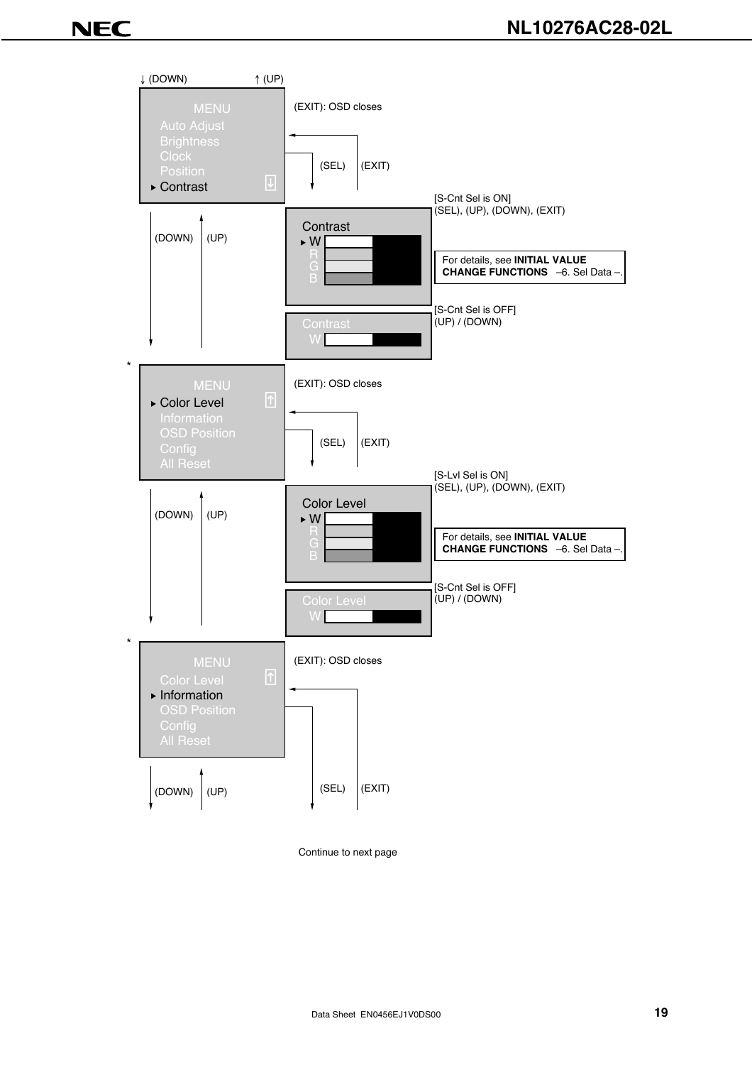↓ (DOWN) ↑ (UP)

MENU
Auto Adjust
Brightness
Clock
Position
▸ Contrast

(EXIT): OSD closes

(SEL) (EXIT)

(DOWN) (UP)

Contrast
▸ W
R
G
B

[S-Cnt Sel is ON]
(SEL), (UP), (DOWN), (EXIT)

For details, see **INITIAL VALUE CHANGE FUNCTIONS** –6. Sel Data –.

Contrast
W

[S-Cnt Sel is OFF]
(UP) / (DOWN)

*

MENU
▸ Color Level
Information
OSD Position
Config
All Reset

(EXIT): OSD closes

(SEL) (EXIT)

(DOWN) (UP)

Color Level
▸ W
R
G
B

[S-Lvl Sel is ON]
(SEL), (UP), (DOWN), (EXIT)

For details, see **INITIAL VALUE CHANGE FUNCTIONS** –6. Sel Data –.

Color Level
W

[S-Cnt Sel is OFF]
(UP) / (DOWN)

*

MENU
Color Level
▸ Information
OSD Position
Config
All Reset

(EXIT): OSD closes

(DOWN) (UP)

(SEL) (EXIT)

Continue to next page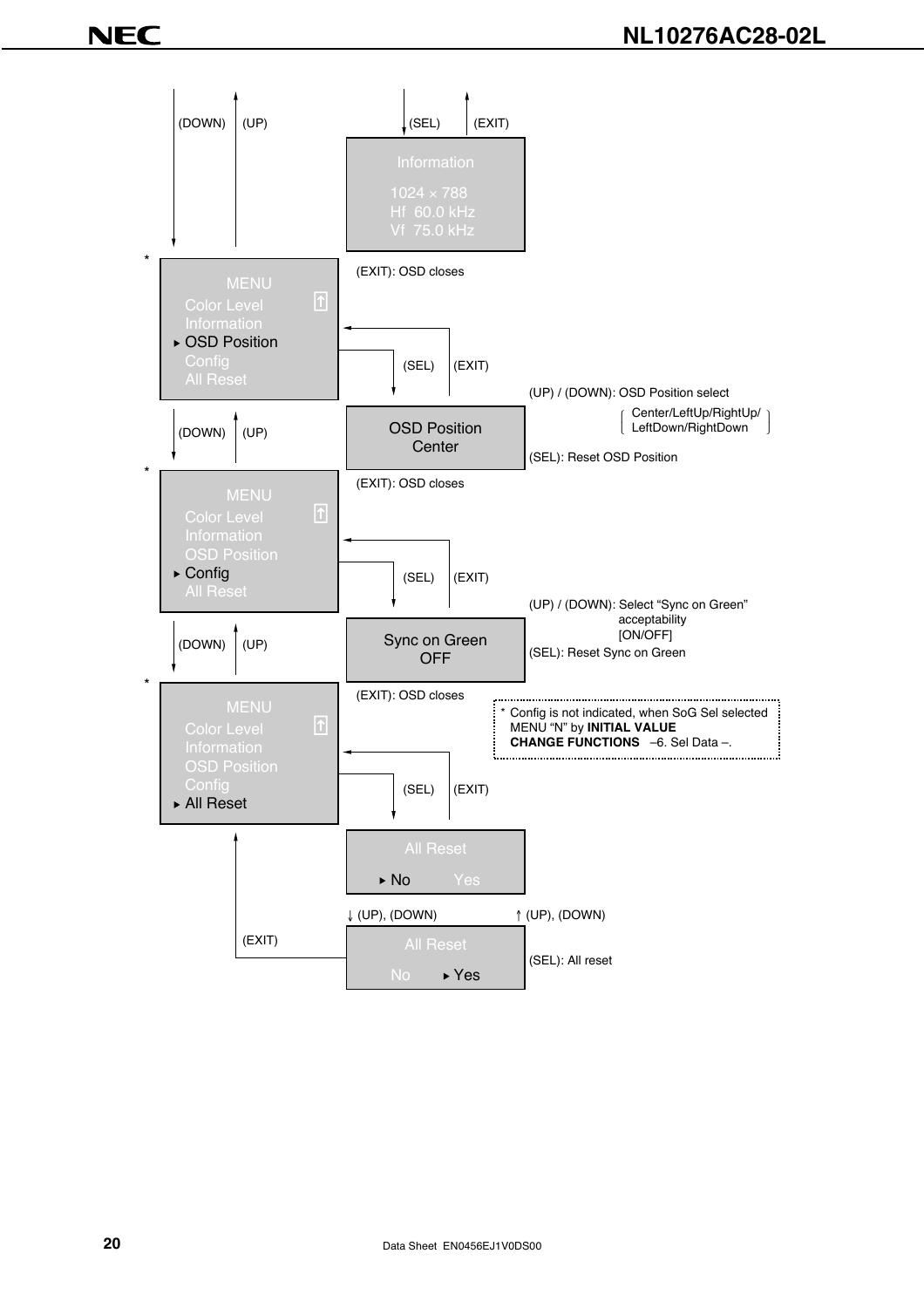(DOWN) (UP)

(SEL) (EXIT)

**Information**
1024 × 788
Hf 60.0 kHz
Vf 75.0 kHz

\*

**MENU**
Color Level
Information
▸ OSD Position
Config
All Reset

(EXIT): OSD closes

(SEL) (EXIT)

(UP) / (DOWN): OSD Position select
[ Center/LeftUp/RightUp/ LeftDown/RightDown ]

**OSD Position**
Center

(SEL): Reset OSD Position

(DOWN) (UP)

\*

**MENU**
Color Level
Information
OSD Position
▸ Config
All Reset

(EXIT): OSD closes

(SEL) (EXIT)

(UP) / (DOWN): Select "Sync on Green" acceptability [ON/OFF]

**Sync on Green**
OFF

(SEL): Reset Sync on Green

(DOWN) (UP)

\*

**MENU**
Color Level
Information
OSD Position
Config
▸ All Reset

(EXIT): OSD closes

\* Config is not indicated, when SoG Sel selected MENU "N" by **INITIAL VALUE CHANGE FUNCTIONS** –6. Sel Data –.

(SEL) (EXIT)

**All Reset**
▸ No Yes

↓ (UP), (DOWN) ↑ (UP), (DOWN)

(EXIT)

**All Reset**
No ▸ Yes

(SEL): All reset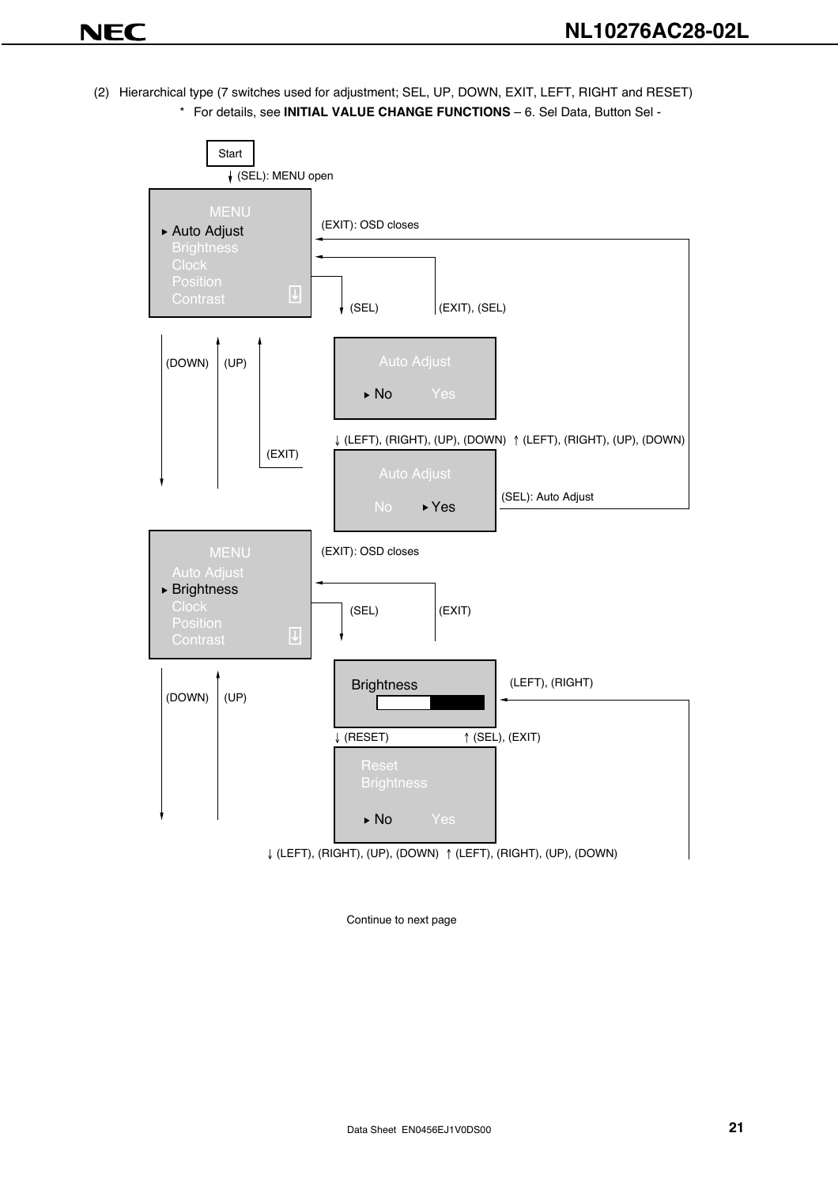(2) Hierarchical type (7 switches used for adjustment; SEL, UP, DOWN, EXIT, LEFT, RIGHT and RESET)

\* For details, see **INITIAL VALUE CHANGE FUNCTIONS** – 6. Sel Data, Button Sel -

Start

(SEL): MENU open

MENU
▸ Auto Adjust
Brightness
Clock
Position
Contrast

(EXIT): OSD closes

(SEL)

(EXIT), (SEL)

Auto Adjust
▸ No Yes

(DOWN) (UP) (EXIT)

↓ (LEFT), (RIGHT), (UP), (DOWN) ↑ (LEFT), (RIGHT), (UP), (DOWN)

Auto Adjust
No ▸ Yes

(SEL): Auto Adjust

MENU
Auto Adjust
▸ Brightness
Clock
Position
Contrast

(EXIT): OSD closes

(SEL)

(EXIT)

Brightness

(LEFT), (RIGHT)

(DOWN) (UP)

↓ (RESET) ↑ (SEL), (EXIT)

Reset
Brightness
▸ No Yes

↓ (LEFT), (RIGHT), (UP), (DOWN) ↑ (LEFT), (RIGHT), (UP), (DOWN)

Continue to next page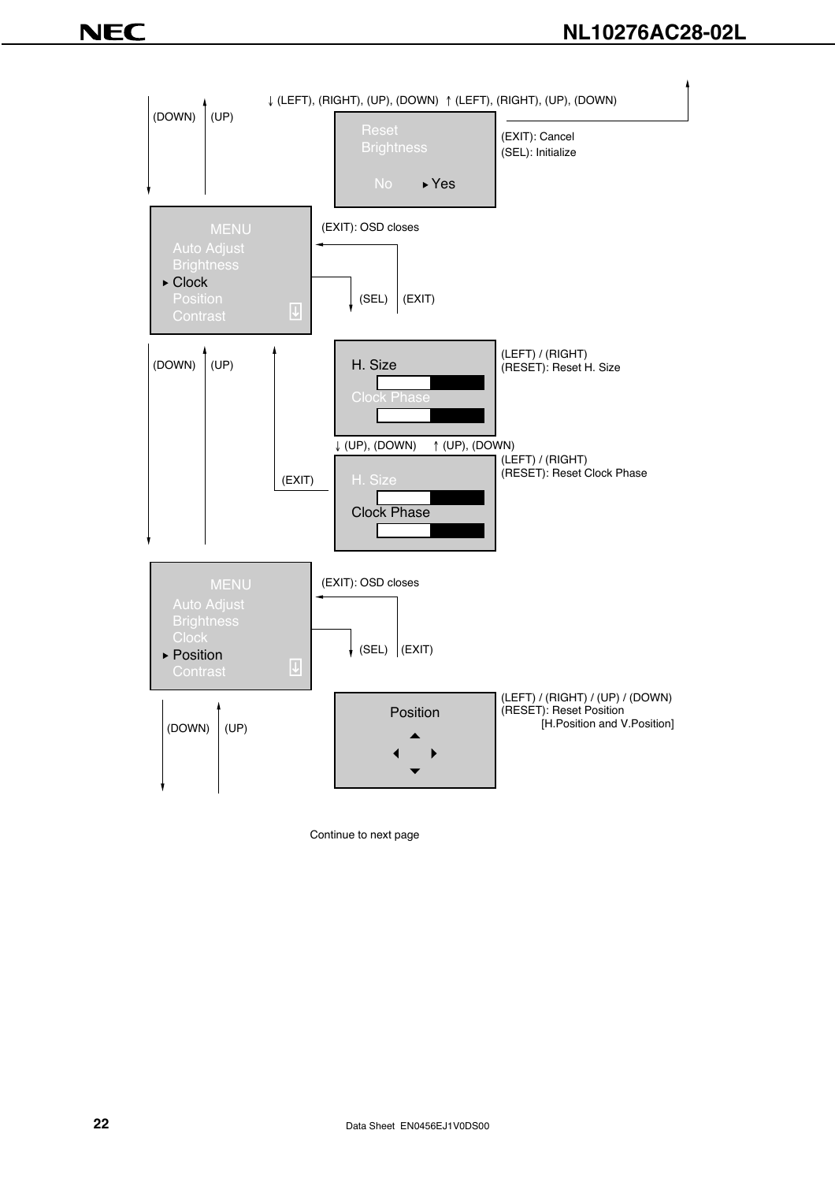↓ (LEFT), (RIGHT), (UP), (DOWN) ↑ (LEFT), (RIGHT), (UP), (DOWN)

(DOWN) (UP)

Reset
Brightness

No ▸ Yes

(EXIT): Cancel
(SEL): Initialize

MENU
Auto Adjust
Brightness
▸ Clock
Position
Contrast

(EXIT): OSD closes

(SEL) (EXIT)

(DOWN) (UP)

H. Size

Clock Phase

(LEFT) / (RIGHT)
(RESET): Reset H. Size

↓ (UP), (DOWN) ↑ (UP), (DOWN)

(EXIT)

H. Size

Clock Phase

(LEFT) / (RIGHT)
(RESET): Reset Clock Phase

MENU
Auto Adjust
Brightness
Clock
▸ Position
Contrast

(EXIT): OSD closes

(SEL) (EXIT)

(DOWN) (UP)

Position

(LEFT) / (RIGHT) / (UP) / (DOWN)
(RESET): Reset Position
[H.Position and V.Position]

Continue to next page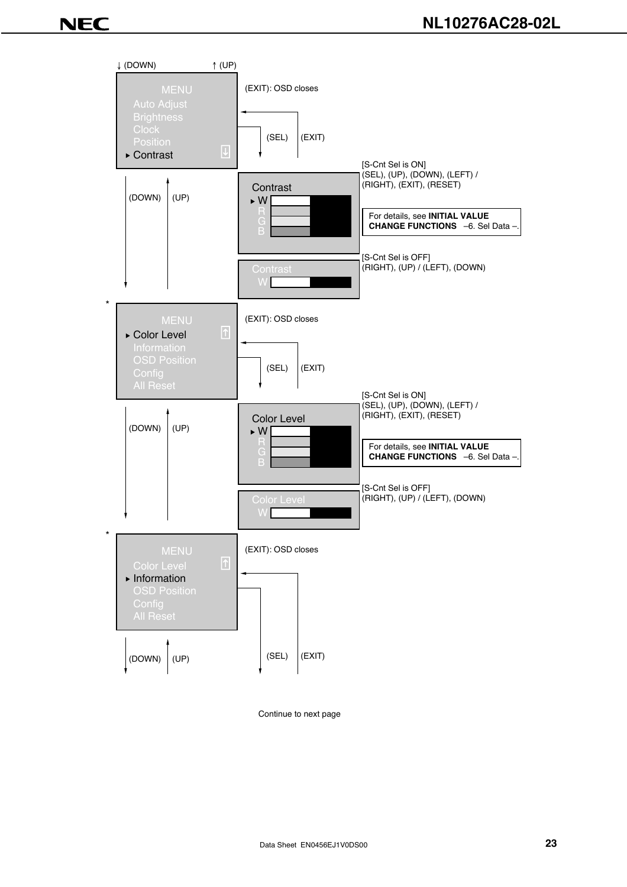↓ (DOWN) ↑ (UP)

MENU
Auto Adjust
Brightness
Clock
Position
▸ Contrast

(EXIT): OSD closes

(SEL) (EXIT)

(DOWN) (UP)

Contrast
▸ W
R
G
B

[S-Cnt Sel is ON]
(SEL), (UP), (DOWN), (LEFT) / (RIGHT), (EXIT), (RESET)

For details, see **INITIAL VALUE CHANGE FUNCTIONS** –6. Sel Data –.

Contrast
W

[S-Cnt Sel is OFF]
(RIGHT), (UP) / (LEFT), (DOWN)

*

MENU
▸ Color Level
Information
OSD Position
Config
All Reset

(EXIT): OSD closes

(SEL) (EXIT)

(DOWN) (UP)

Color Level
▸ W
R
G
B

[S-Cnt Sel is ON]
(SEL), (UP), (DOWN), (LEFT) / (RIGHT), (EXIT), (RESET)

For details, see **INITIAL VALUE CHANGE FUNCTIONS** –6. Sel Data –.

Color Level
W

[S-Cnt Sel is OFF]
(RIGHT), (UP) / (LEFT), (DOWN)

*

MENU
Color Level
▸ Information
OSD Position
Config
All Reset

(EXIT): OSD closes

(DOWN) (UP)

(SEL) (EXIT)

Continue to next page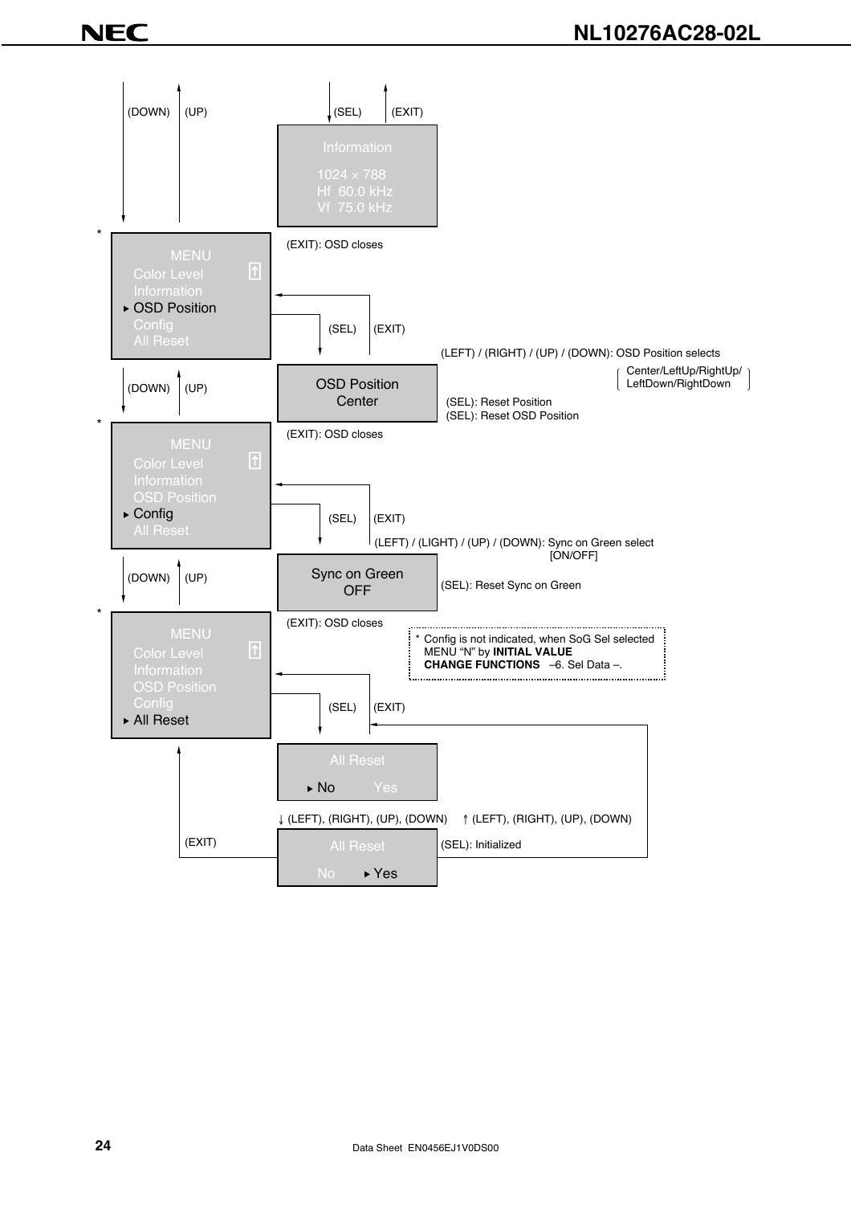(DOWN) (UP) (SEL) (EXIT)

Information

1024 × 788
Hf 60.0 kHz
Vf 75.0 kHz

*

MENU
Color Level
Information
▸ OSD Position
Config
All Reset

(EXIT): OSD closes

(SEL) (EXIT)

(LEFT) / (RIGHT) / (UP) / (DOWN): OSD Position selects [Center/LeftUp/RightUp/LeftDown/RightDown]

OSD Position
Center

(SEL): Reset Position
(SEL): Reset OSD Position

(DOWN) (UP)

*

MENU
Color Level
Information
OSD Position
▸ Config
All Reset

(EXIT): OSD closes

(SEL) (EXIT)

(LEFT) / (LIGHT) / (UP) / (DOWN): Sync on Green select [ON/OFF]

Sync on Green
OFF

(SEL): Reset Sync on Green

(DOWN) (UP)

*

MENU
Color Level
Information
OSD Position
Config
▸ All Reset

(EXIT): OSD closes

\* Config is not indicated, when SoG Sel selected MENU "N" by **INITIAL VALUE CHANGE FUNCTIONS** –6. Sel Data –.

(SEL) (EXIT)

All Reset
▸ No Yes

↓ (LEFT), (RIGHT), (UP), (DOWN) ↑ (LEFT), (RIGHT), (UP), (DOWN)

(EXIT)

All Reset
No ▸ Yes

(SEL): Initialized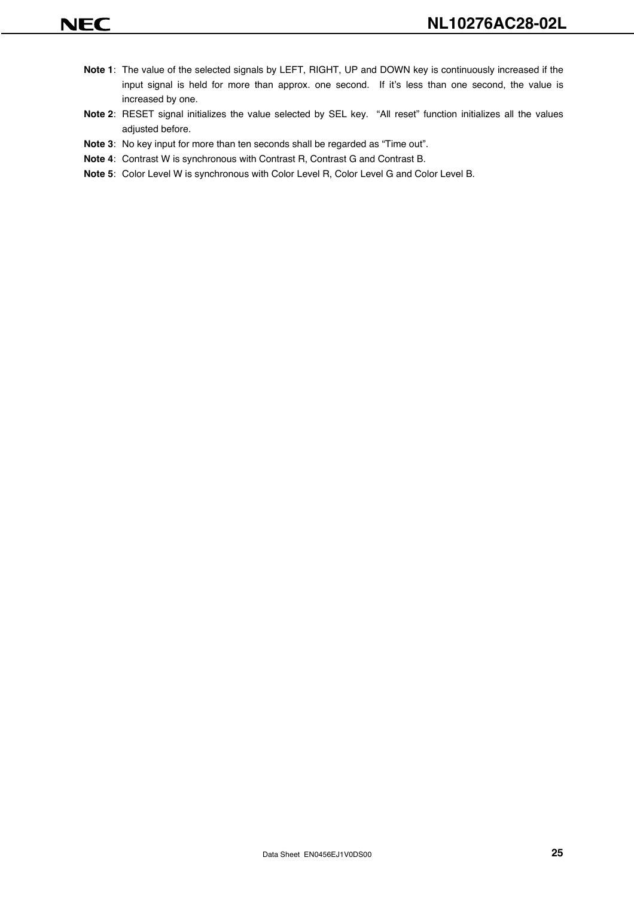**Note 1**: The value of the selected signals by LEFT, RIGHT, UP and DOWN key is continuously increased if the input signal is held for more than approx. one second. If it's less than one second, the value is increased by one.

**Note 2**: RESET signal initializes the value selected by SEL key. "All reset" function initializes all the values adjusted before.

**Note 3**: No key input for more than ten seconds shall be regarded as "Time out".

**Note 4**: Contrast W is synchronous with Contrast R, Contrast G and Contrast B.

**Note 5**: Color Level W is synchronous with Color Level R, Color Level G and Color Level B.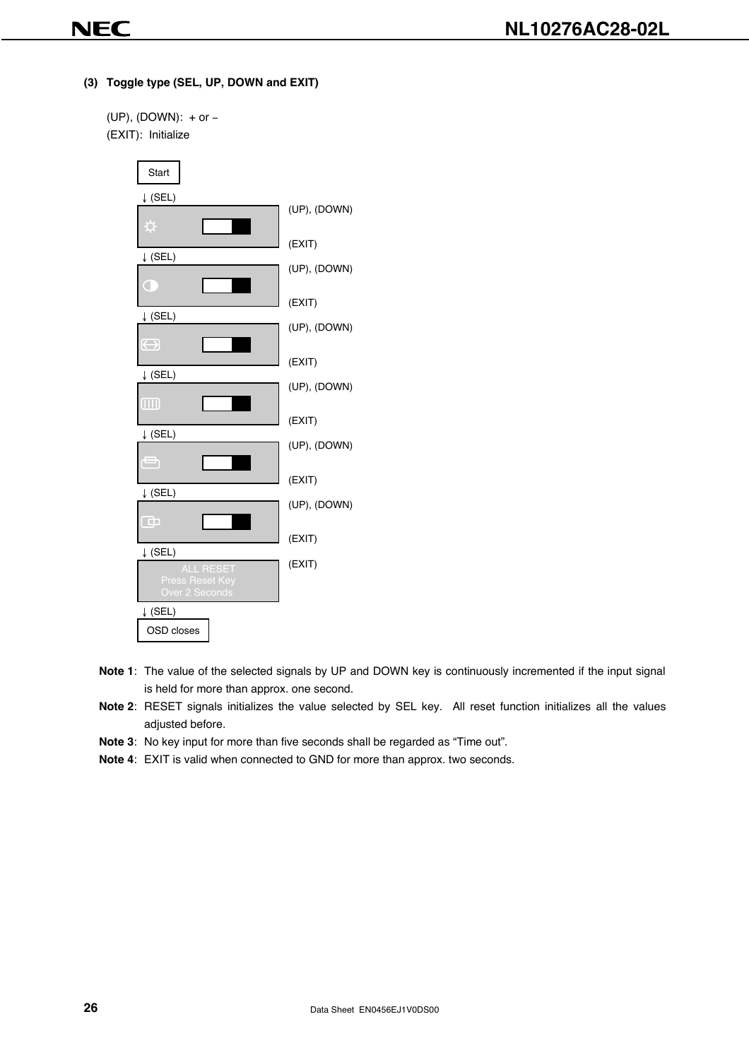### (3) Toggle type (SEL, UP, DOWN and EXIT)

(UP), (DOWN): + or −
(EXIT): Initialize

Start
↓ (SEL)
[Brightness] — (UP), (DOWN) / (EXIT)
↓ (SEL)
[Contrast] — (UP), (DOWN) / (EXIT)
↓ (SEL)
[Horizontal position] — (UP), (DOWN) / (EXIT)
↓ (SEL)
[Clock] — (UP), (DOWN) / (EXIT)
↓ (SEL)
[Phase] — (UP), (DOWN) / (EXIT)
↓ (SEL)
[Vertical position] — (UP), (DOWN) / (EXIT)
↓ (SEL)
ALL RESET
Press Reset Key
Over 2 Seconds — (EXIT)
↓ (SEL)
OSD closes

**Note 1**: The value of the selected signals by UP and DOWN key is continuously incremented if the input signal is held for more than approx. one second.

**Note 2**: RESET signals initializes the value selected by SEL key. All reset function initializes all the values adjusted before.

**Note 3**: No key input for more than five seconds shall be regarded as “Time out”.

**Note 4**: EXIT is valid when connected to GND for more than approx. two seconds.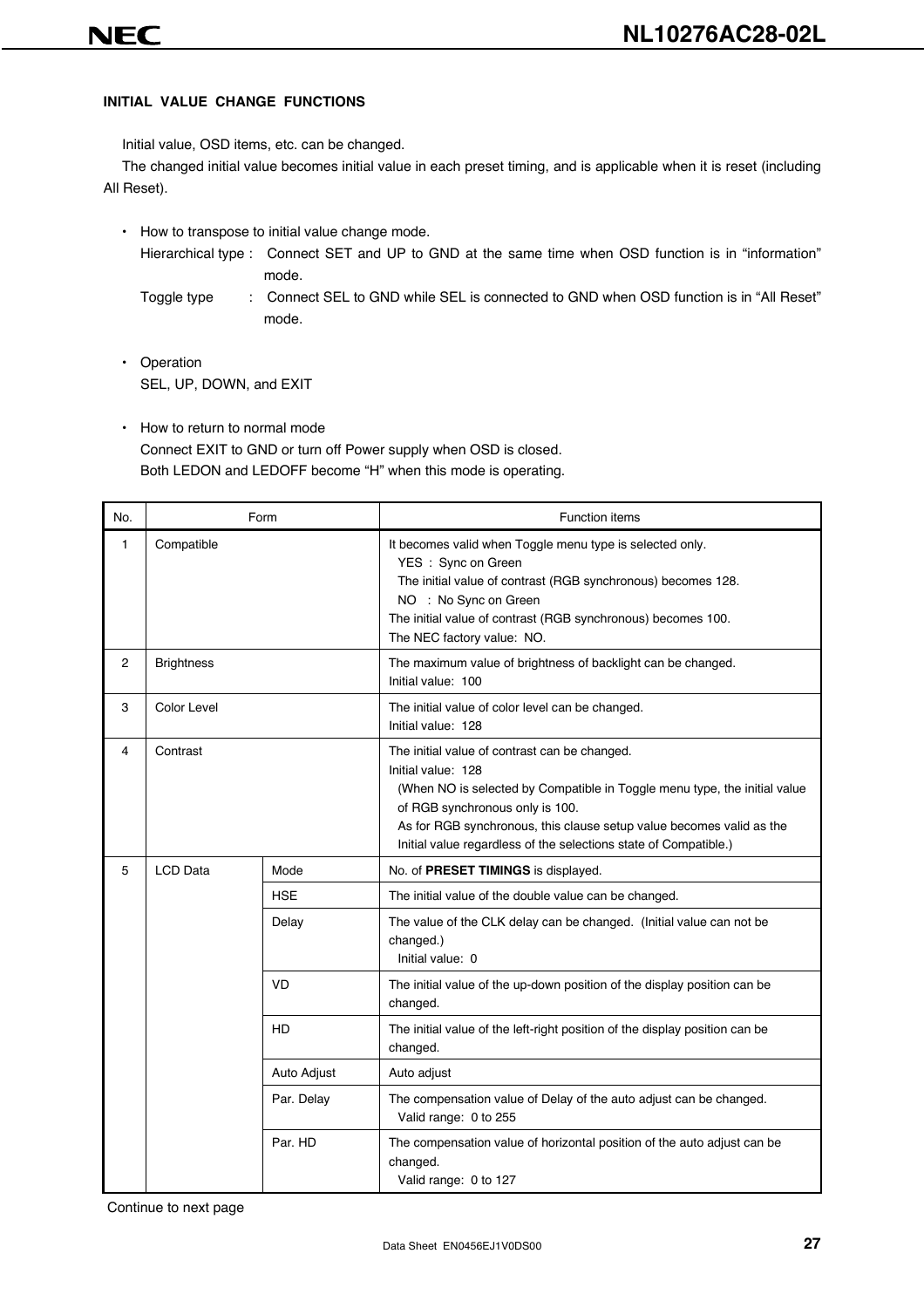#### INITIAL VALUE CHANGE FUNCTIONS

Initial value, OSD items, etc. can be changed.

The changed initial value becomes initial value in each preset timing, and is applicable when it is reset (including All Reset).

- How to transpose to initial value change mode.
  Hierarchical type : Connect SET and UP to GND at the same time when OSD function is in "information" mode.
  Toggle type : Connect SEL to GND while SEL is connected to GND when OSD function is in "All Reset" mode.

- Operation
  SEL, UP, DOWN, and EXIT

- How to return to normal mode
  Connect EXIT to GND or turn off Power supply when OSD is closed.
  Both LEDON and LEDOFF become "H" when this mode is operating.

| No. | Form | | Function items |
|---|---|---|---|
| 1 | Compatible | | It becomes valid when Toggle menu type is selected only.<br>YES : Sync on Green<br>The initial value of contrast (RGB synchronous) becomes 128.<br>NO : No Sync on Green<br>The initial value of contrast (RGB synchronous) becomes 100.<br>The NEC factory value: NO. |
| 2 | Brightness | | The maximum value of brightness of backlight can be changed.<br>Initial value: 100 |
| 3 | Color Level | | The initial value of color level can be changed.<br>Initial value: 128 |
| 4 | Contrast | | The initial value of contrast can be changed.<br>Initial value: 128<br>(When NO is selected by Compatible in Toggle menu type, the initial value of RGB synchronous only is 100.<br>As for RGB synchronous, this clause setup value becomes valid as the Initial value regardless of the selections state of Compatible.) |
| 5 | LCD Data | Mode | No. of **PRESET TIMINGS** is displayed. |
| | | HSE | The initial value of the double value can be changed. |
| | | Delay | The value of the CLK delay can be changed. (Initial value can not be changed.)<br>Initial value: 0 |
| | | VD | The initial value of the up-down position of the display position can be changed. |
| | | HD | The initial value of the left-right position of the display position can be changed. |
| | | Auto Adjust | Auto adjust |
| | | Par. Delay | The compensation value of Delay of the auto adjust can be changed.<br>Valid range: 0 to 255 |
| | | Par. HD | The compensation value of horizontal position of the auto adjust can be changed.<br>Valid range: 0 to 127 |

Continue to next page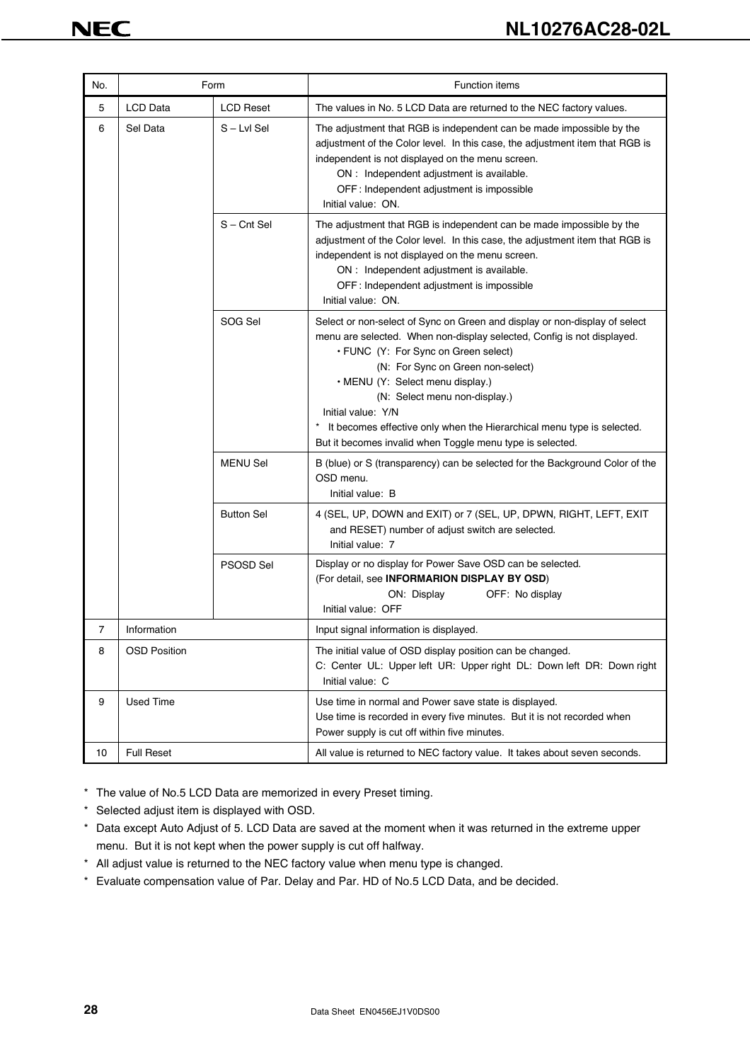| No. | Form | | Function items |
| --- | --- | --- | --- |
| 5 | LCD Data | LCD Reset | The values in No. 5 LCD Data are returned to the NEC factory values. |
| 6 | Sel Data | S – Lvl Sel | The adjustment that RGB is independent can be made impossible by the adjustment of the Color level. In this case, the adjustment item that RGB is independent is not displayed on the menu screen.<br>ON : Independent adjustment is available.<br>OFF : Independent adjustment is impossible<br>Initial value: ON. |
| | | S – Cnt Sel | The adjustment that RGB is independent can be made impossible by the adjustment of the Color level. In this case, the adjustment item that RGB is independent is not displayed on the menu screen.<br>ON : Independent adjustment is available.<br>OFF : Independent adjustment is impossible<br>Initial value: ON. |
| | | SOG Sel | Select or non-select of Sync on Green and display or non-display of select menu are selected. When non-display selected, Config is not displayed.<br>• FUNC (Y: For Sync on Green select)<br>(N: For Sync on Green non-select)<br>• MENU (Y: Select menu display.)<br>(N: Select menu non-display.)<br>Initial value: Y/N<br>* It becomes effective only when the Hierarchical menu type is selected. But it becomes invalid when Toggle menu type is selected. |
| | | MENU Sel | B (blue) or S (transparency) can be selected for the Background Color of the OSD menu.<br>Initial value: B |
| | | Button Sel | 4 (SEL, UP, DOWN and EXIT) or 7 (SEL, UP, DPWN, RIGHT, LEFT, EXIT and RESET) number of adjust switch are selected.<br>Initial value: 7 |
| | | PSOSD Sel | Display or no display for Power Save OSD can be selected.<br>(For detail, see **INFORMARION DISPLAY BY OSD**)<br>ON: Display OFF: No display<br>Initial value: OFF |
| 7 | Information | | Input signal information is displayed. |
| 8 | OSD Position | | The initial value of OSD display position can be changed.<br>C: Center UL: Upper left UR: Upper right DL: Down left DR: Down right<br>Initial value: C |
| 9 | Used Time | | Use time in normal and Power save state is displayed.<br>Use time is recorded in every five minutes. But it is not recorded when Power supply is cut off within five minutes. |
| 10 | Full Reset | | All value is returned to NEC factory value. It takes about seven seconds. |

* The value of No.5 LCD Data are memorized in every Preset timing.
* Selected adjust item is displayed with OSD.
* Data except Auto Adjust of 5. LCD Data are saved at the moment when it was returned in the extreme upper menu. But it is not kept when the power supply is cut off halfway.
* All adjust value is returned to the NEC factory value when menu type is changed.
* Evaluate compensation value of Par. Delay and Par. HD of No.5 LCD Data, and be decided.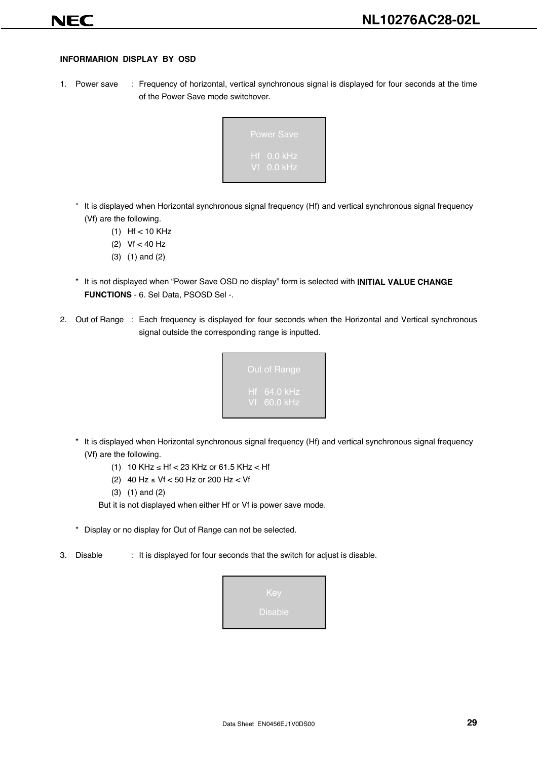**INFORMARION DISPLAY BY OSD**

1. Power save : Frequency of horizontal, vertical synchronous signal is displayed for four seconds at the time of the Power Save mode switchover.

   Power Save

   Hf 0.0 kHz
   Vf 0.0 kHz

   \* It is displayed when Horizontal synchronous signal frequency (Hf) and vertical synchronous signal frequency (Vf) are the following.
   
   (1) Hf < 10 KHz
   (2) Vf < 40 Hz
   (3) (1) and (2)

   \* It is not displayed when "Power Save OSD no display" form is selected with **INITIAL VALUE CHANGE FUNCTIONS** - 6. Sel Data, PSOSD Sel -.

2. Out of Range : Each frequency is displayed for four seconds when the Horizontal and Vertical synchronous signal outside the corresponding range is inputted.

   Out of Range

   Hf 64.0 kHz
   Vf 60.0 kHz

   \* It is displayed when Horizontal synchronous signal frequency (Hf) and vertical synchronous signal frequency (Vf) are the following.
   
   (1) 10 KHz ≤ Hf < 23 KHz or 61.5 KHz < Hf
   (2) 40 Hz ≤ Vf < 50 Hz or 200 Hz < Vf
   (3) (1) and (2)
   
   But it is not displayed when either Hf or Vf is power save mode.

   \* Display or no display for Out of Range can not be selected.

3. Disable : It is displayed for four seconds that the switch for adjust is disable.

   Key

   Disable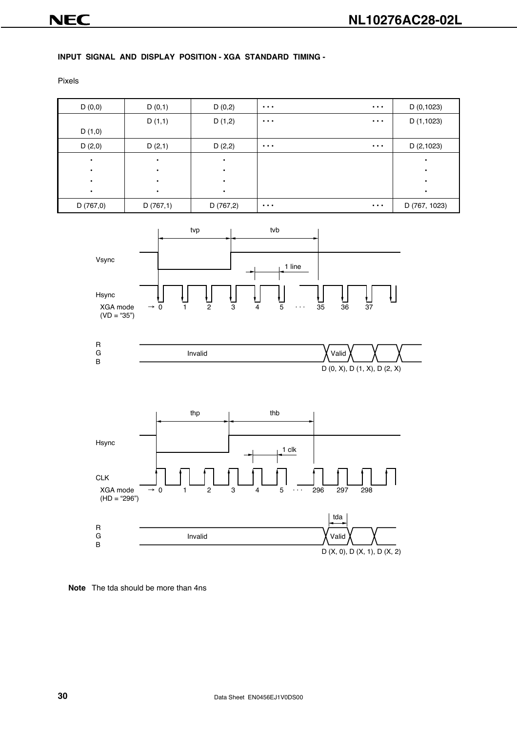#### INPUT SIGNAL AND DISPLAY POSITION - XGA STANDARD TIMING -

Pixels

| D (0,0) | D (0,1) | D (0,2) | • • • | • • • | D (0,1023) |
|---|---|---|---|---|---|
| D (1,0) | D (1,1) | D (1,2) | • • • | • • • | D (1,1023) |
| D (2,0) | D (2,1) | D (2,2) | • • • | • • • | D (2,1023) |
| •<br>•<br>•<br>• | •<br>•<br>•<br>• | •<br>•<br>•<br>• | | | •<br>•<br>•<br>• |
| D (767,0) | D (767,1) | D (767,2) | • • • | • • • | D (767, 1023) |

tvp tvb

Vsync

1 line

Hsync

XGA mode (VD = "35") → 0 1 2 3 4 5 · · · 35 36 37

R G B — Invalid — Valid

D (0, X), D (1, X), D (2, X)

thp thb

Hsync

1 clk

CLK

XGA mode (HD = "296") → 0 1 2 3 4 5 · · · 296 297 298

tda

R G B — Invalid — Valid

D (X, 0), D (X, 1), D (X, 2)

**Note** The tda should be more than 4ns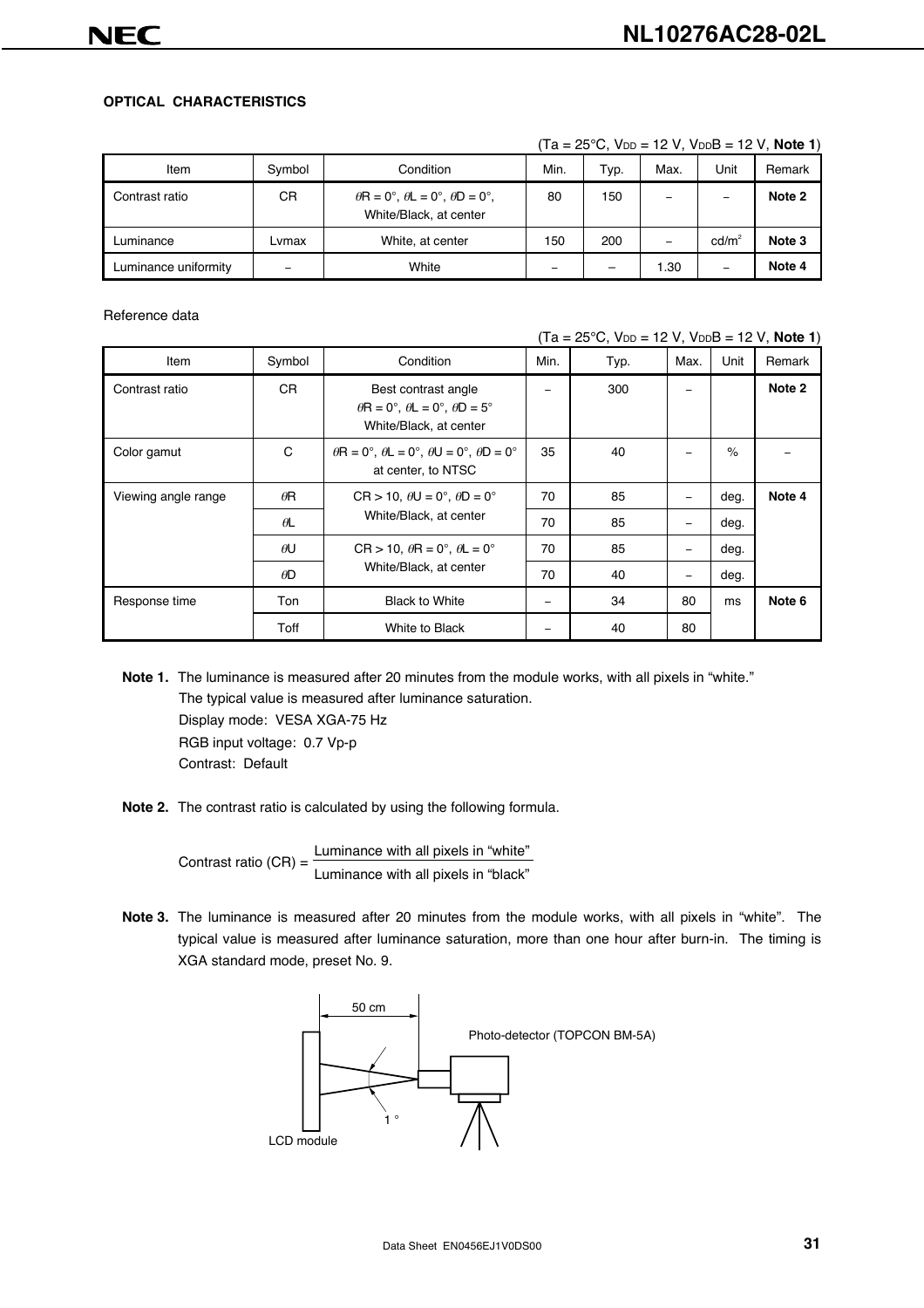**OPTICAL CHARACTERISTICS**

(Ta = 25°C, $V_{DD}$ = 12 V, $V_{DD}B$ = 12 V, **Note 1**)

| Item | Symbol | Condition | Min. | Typ. | Max. | Unit | Remark |
|---|---|---|---|---|---|---|---|
| Contrast ratio | CR | $\theta R = 0°$, $\theta L = 0°$, $\theta D = 0°$, White/Black, at center | 80 | 150 | – | – | **Note 2** |
| Luminance | Lvmax | White, at center | 150 | 200 | – | cd/m² | **Note 3** |
| Luminance uniformity | – | White | – | – | 1.30 | – | **Note 4** |

Reference data

(Ta = 25°C, $V_{DD}$ = 12 V, $V_{DD}B$ = 12 V, **Note 1**)

| Item | Symbol | Condition | Min. | Typ. | Max. | Unit | Remark |
|---|---|---|---|---|---|---|---|
| Contrast ratio | CR | Best contrast angle $\theta R = 0°$, $\theta L = 0°$, $\theta D = 5°$ White/Black, at center | – | 300 | – | | **Note 2** |
| Color gamut | C | $\theta R = 0°$, $\theta L = 0°$, $\theta U = 0°$, $\theta D = 0°$ at center, to NTSC | 35 | 40 | – | % | – |
| Viewing angle range | $\theta R$ | CR > 10, $\theta U = 0°$, $\theta D = 0°$ White/Black, at center | 70 | 85 | – | deg. | **Note 4** |
| | $\theta L$ | | 70 | 85 | – | deg. | |
| | $\theta U$ | CR > 10, $\theta R = 0°$, $\theta L = 0°$ White/Black, at center | 70 | 85 | – | deg. | |
| | $\theta D$ | | 70 | 40 | – | deg. | |
| Response time | Ton | Black to White | – | 34 | 80 | ms | **Note 6** |
| | Toff | White to Black | – | 40 | 80 | | |

**Note 1.** The luminance is measured after 20 minutes from the module works, with all pixels in "white."
The typical value is measured after luminance saturation.
Display mode: VESA XGA-75 Hz
RGB input voltage: 0.7 Vp-p
Contrast: Default

**Note 2.** The contrast ratio is calculated by using the following formula.

$$\text{Contrast ratio (CR)} = \frac{\text{Luminance with all pixels in "white"}}{\text{Luminance with all pixels in "black"}}$$

**Note 3.** The luminance is measured after 20 minutes from the module works, with all pixels in "white". The typical value is measured after luminance saturation, more than one hour after burn-in. The timing is XGA standard mode, preset No. 9.

50 cm

Photo-detector (TOPCON BM-5A)

1 °

LCD module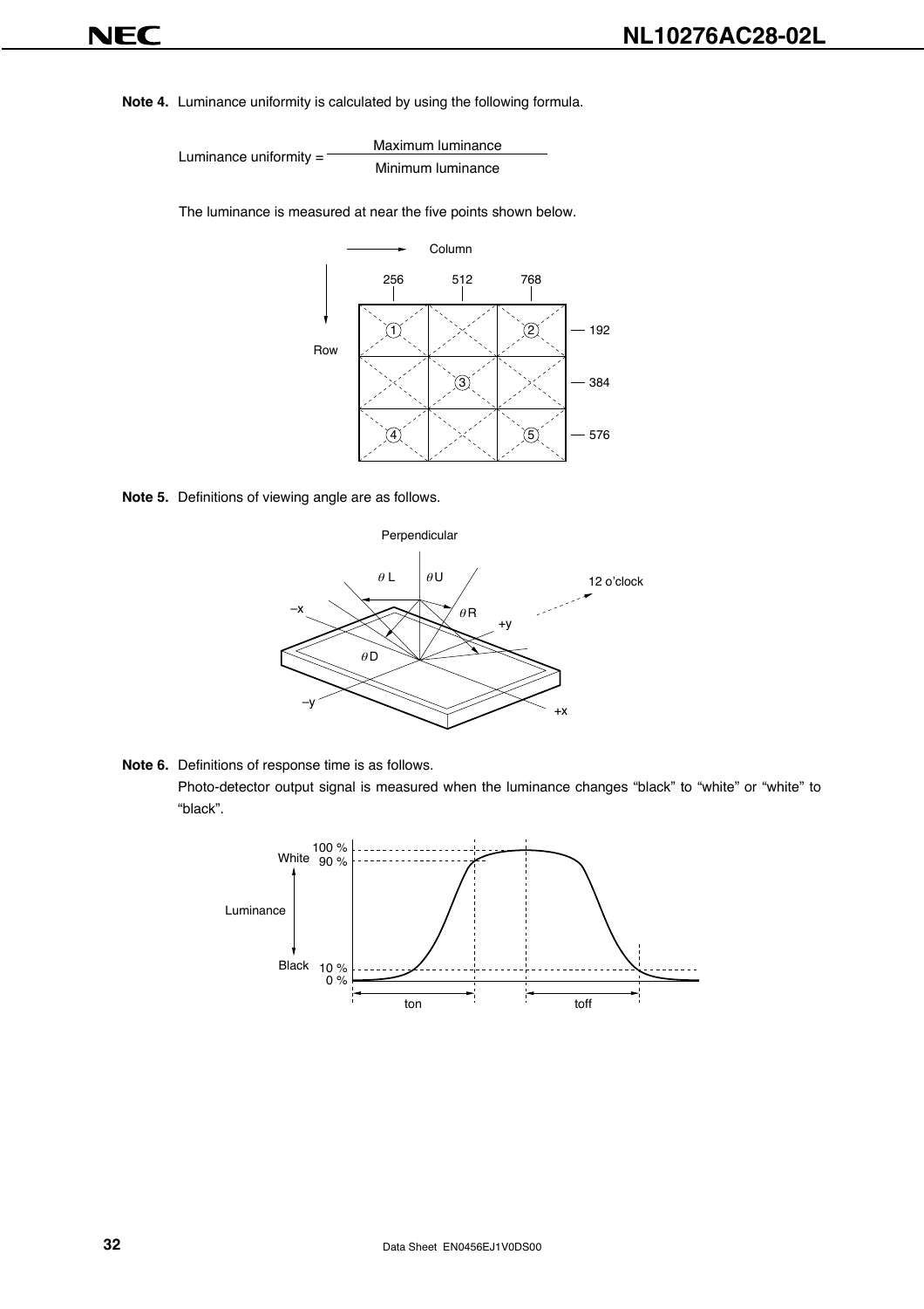**Note 4.** Luminance uniformity is calculated by using the following formula.

$$\text{Luminance uniformity} = \frac{\text{Maximum luminance}}{\text{Minimum luminance}}$$

The luminance is measured at near the five points shown below.

**Note 5.** Definitions of viewing angle are as follows.

**Note 6.** Definitions of response time is as follows.

Photo-detector output signal is measured when the luminance changes “black” to “white” or “white” to “black”.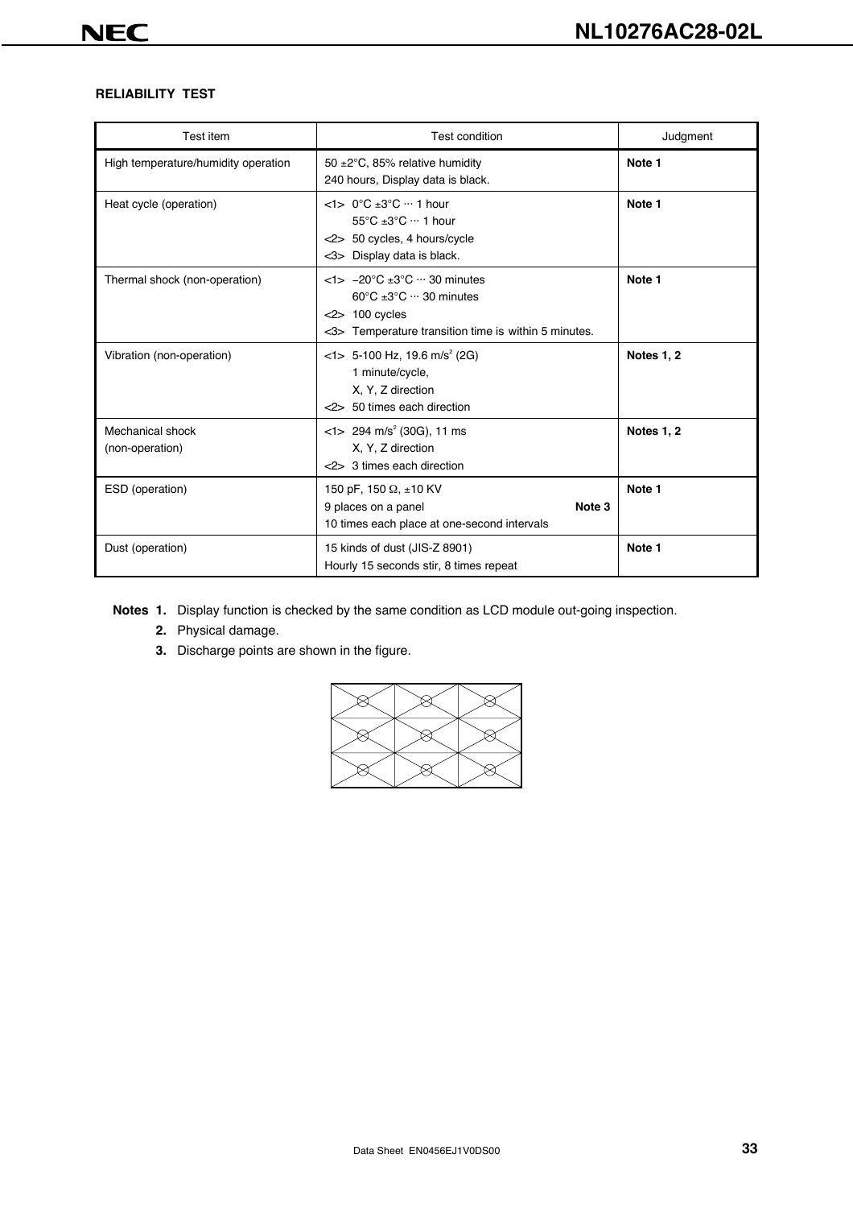## RELIABILITY TEST

| Test item | Test condition | Judgment |
|---|---|---|
| High temperature/humidity operation | 50 ±2°C, 85% relative humidity<br>240 hours, Display data is black. | **Note 1** |
| Heat cycle (operation) | <1> 0°C ±3°C ··· 1 hour<br>55°C ±3°C ··· 1 hour<br><2> 50 cycles, 4 hours/cycle<br><3> Display data is black. | **Note 1** |
| Thermal shock (non-operation) | <1> −20°C ±3°C ··· 30 minutes<br>60°C ±3°C ··· 30 minutes<br><2> 100 cycles<br><3> Temperature transition time is within 5 minutes. | **Note 1** |
| Vibration (non-operation) | <1> 5-100 Hz, 19.6 $m/s^2$ (2G)<br>1 minute/cycle,<br>X, Y, Z direction<br><2> 50 times each direction | **Notes 1, 2** |
| Mechanical shock (non-operation) | <1> 294 $m/s^2$ (30G), 11 ms<br>X, Y, Z direction<br><2> 3 times each direction | **Notes 1, 2** |
| ESD (operation) | 150 pF, 150 Ω, ±10 KV<br>9 places on a panel **Note 3**<br>10 times each place at one-second intervals | **Note 1** |
| Dust (operation) | 15 kinds of dust (JIS-Z 8901)<br>Hourly 15 seconds stir, 8 times repeat | **Note 1** |

**Notes 1.** Display function is checked by the same condition as LCD module out-going inspection.

**2.** Physical damage.

**3.** Discharge points are shown in the figure.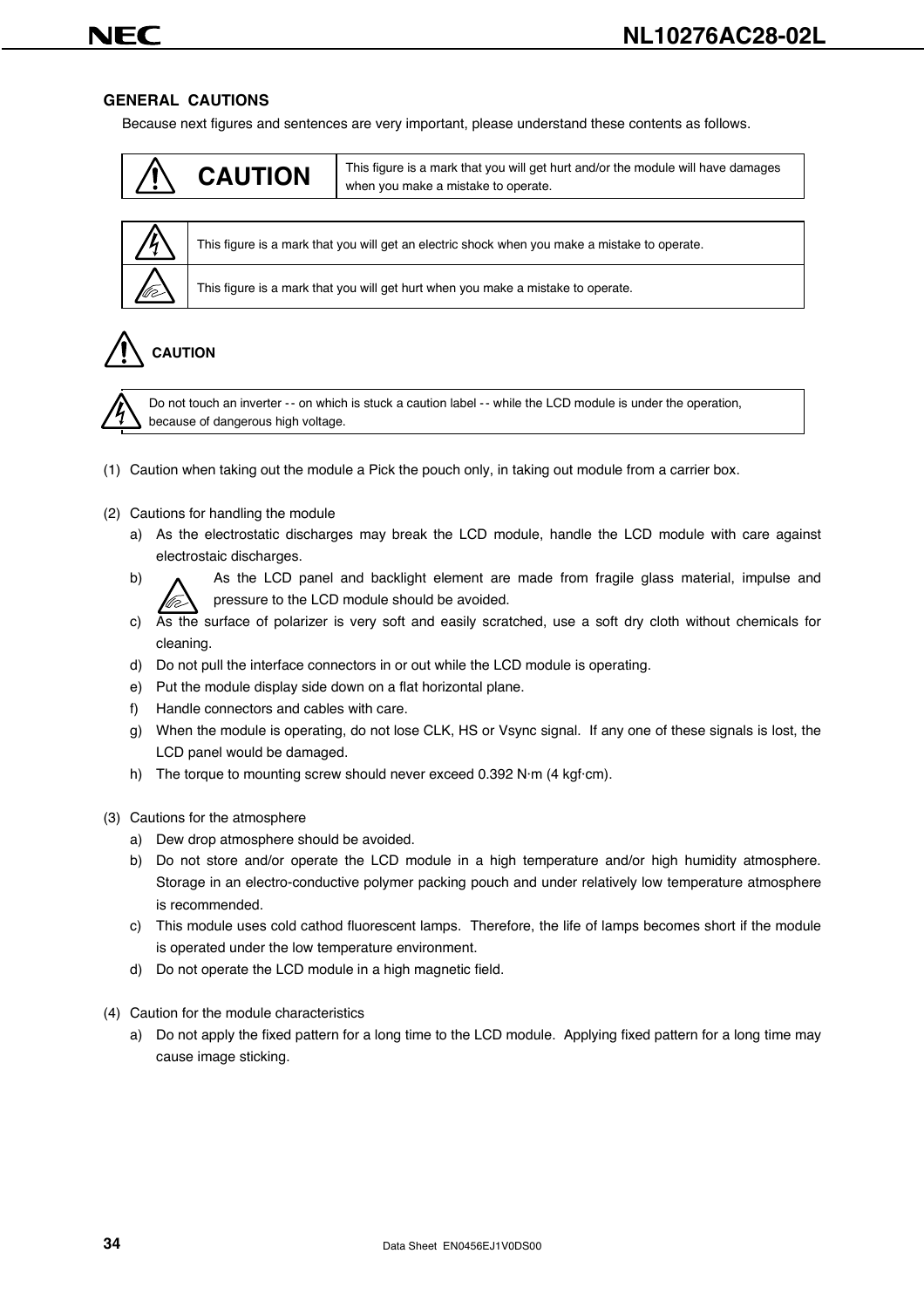## GENERAL CAUTIONS

Because next figures and sentences are very important, please understand these contents as follows.

| CAUTION | This figure is a mark that you will get hurt and/or the module will have damages when you make a mistake to operate. |
| --- | --- |

| | |
| --- | --- |
| (electric shock mark) | This figure is a mark that you will get an electric shock when you make a mistake to operate. |
| (hurt mark) | This figure is a mark that you will get hurt when you make a mistake to operate. |

### CAUTION

Do not touch an inverter -- on which is stuck a caution label -- while the LCD module is under the operation, because of dangerous high voltage.

(1) Caution when taking out the module a Pick the pouch only, in taking out module from a carrier box.

(2) Cautions for handling the module

a) As the electrostatic discharges may break the LCD module, handle the LCD module with care against electrostaic discharges.

b) As the LCD panel and backlight element are made from fragile glass material, impulse and pressure to the LCD module should be avoided.

c) As the surface of polarizer is very soft and easily scratched, use a soft dry cloth without chemicals for cleaning.

d) Do not pull the interface connectors in or out while the LCD module is operating.

e) Put the module display side down on a flat horizontal plane.

f) Handle connectors and cables with care.

g) When the module is operating, do not lose CLK, HS or Vsync signal. If any one of these signals is lost, the LCD panel would be damaged.

h) The torque to mounting screw should never exceed 0.392 N·m (4 kgf·cm).

(3) Cautions for the atmosphere

a) Dew drop atmosphere should be avoided.

b) Do not store and/or operate the LCD module in a high temperature and/or high humidity atmosphere. Storage in an electro-conductive polymer packing pouch and under relatively low temperature atmosphere is recommended.

c) This module uses cold cathod fluorescent lamps. Therefore, the life of lamps becomes short if the module is operated under the low temperature environment.

d) Do not operate the LCD module in a high magnetic field.

(4) Caution for the module characteristics

a) Do not apply the fixed pattern for a long time to the LCD module. Applying fixed pattern for a long time may cause image sticking.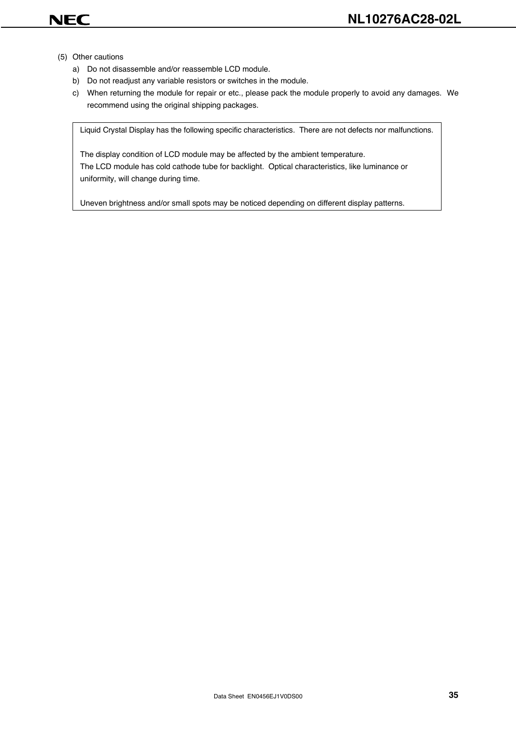(5) Other cautions

a) Do not disassemble and/or reassemble LCD module.

b) Do not readjust any variable resistors or switches in the module.

c) When returning the module for repair or etc., please pack the module properly to avoid any damages. We recommend using the original shipping packages.

> Liquid Crystal Display has the following specific characteristics. There are not defects nor malfunctions.
>
> The display condition of LCD module may be affected by the ambient temperature.
> The LCD module has cold cathode tube for backlight. Optical characteristics, like luminance or uniformity, will change during time.
>
> Uneven brightness and/or small spots may be noticed depending on different display patterns.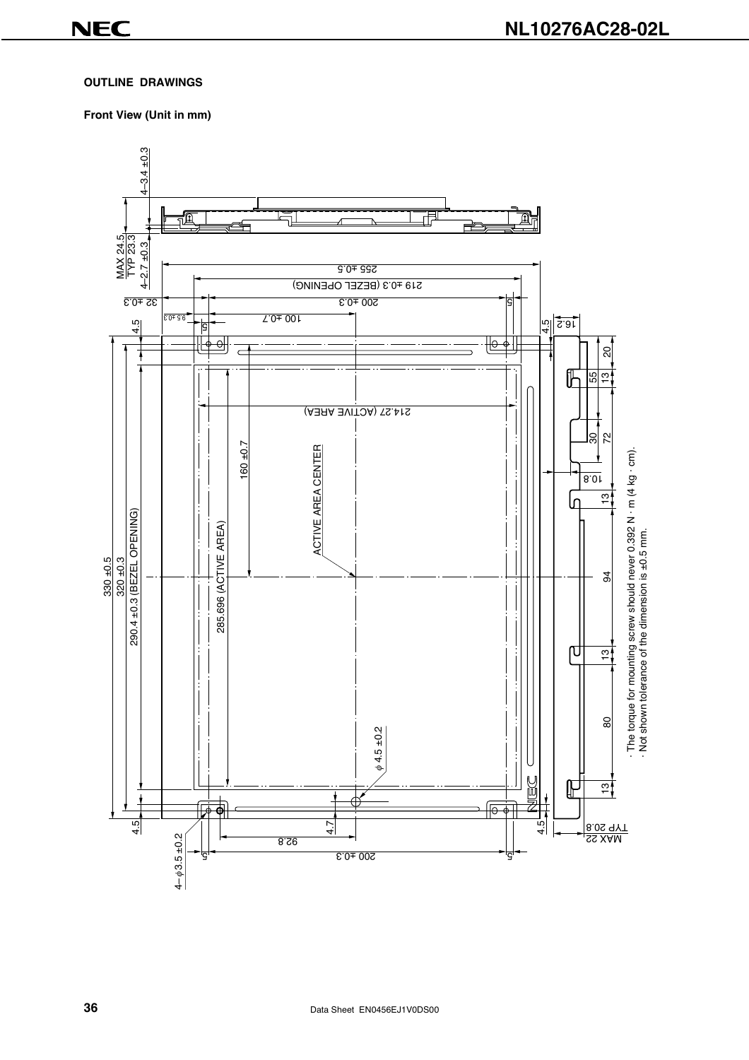## OUTLINE DRAWINGS

**Front View (Unit in mm)**

· The torque for mounting screw should never 0.392 N · m (4 kg · cm).
· Not shown tolerance of the dimension is ±0.5 mm.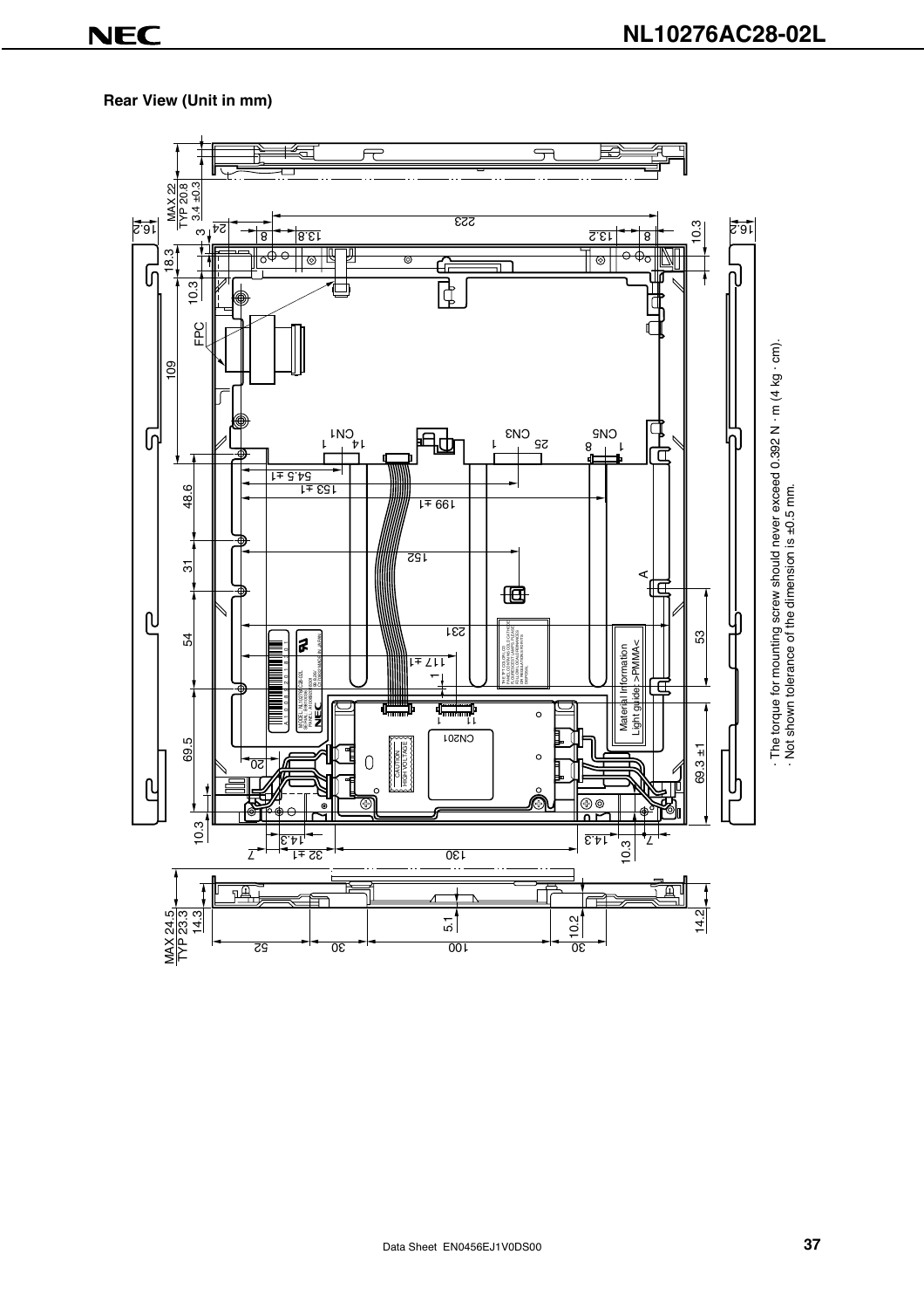## Rear View (Unit in mm)

· The torque for mounting screw should never exceed 0.392 N · m (4 kg · cm).
· Not shown tolerance of the dimension is ±0.5 mm.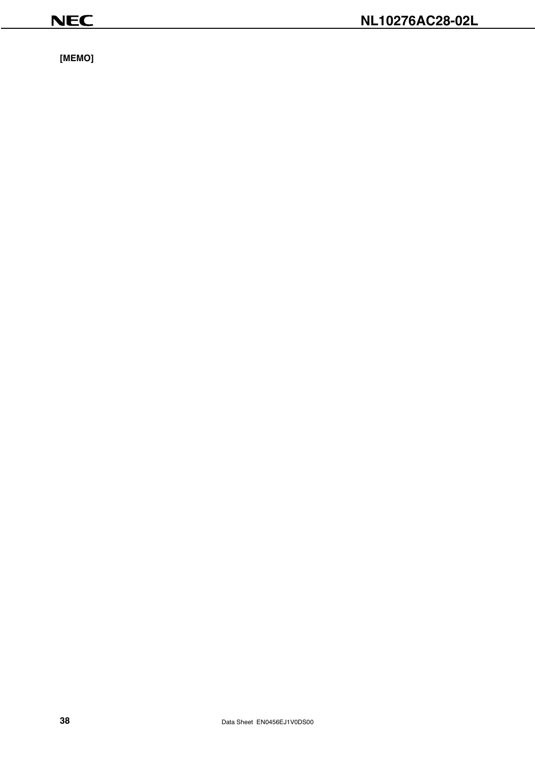[MEMO]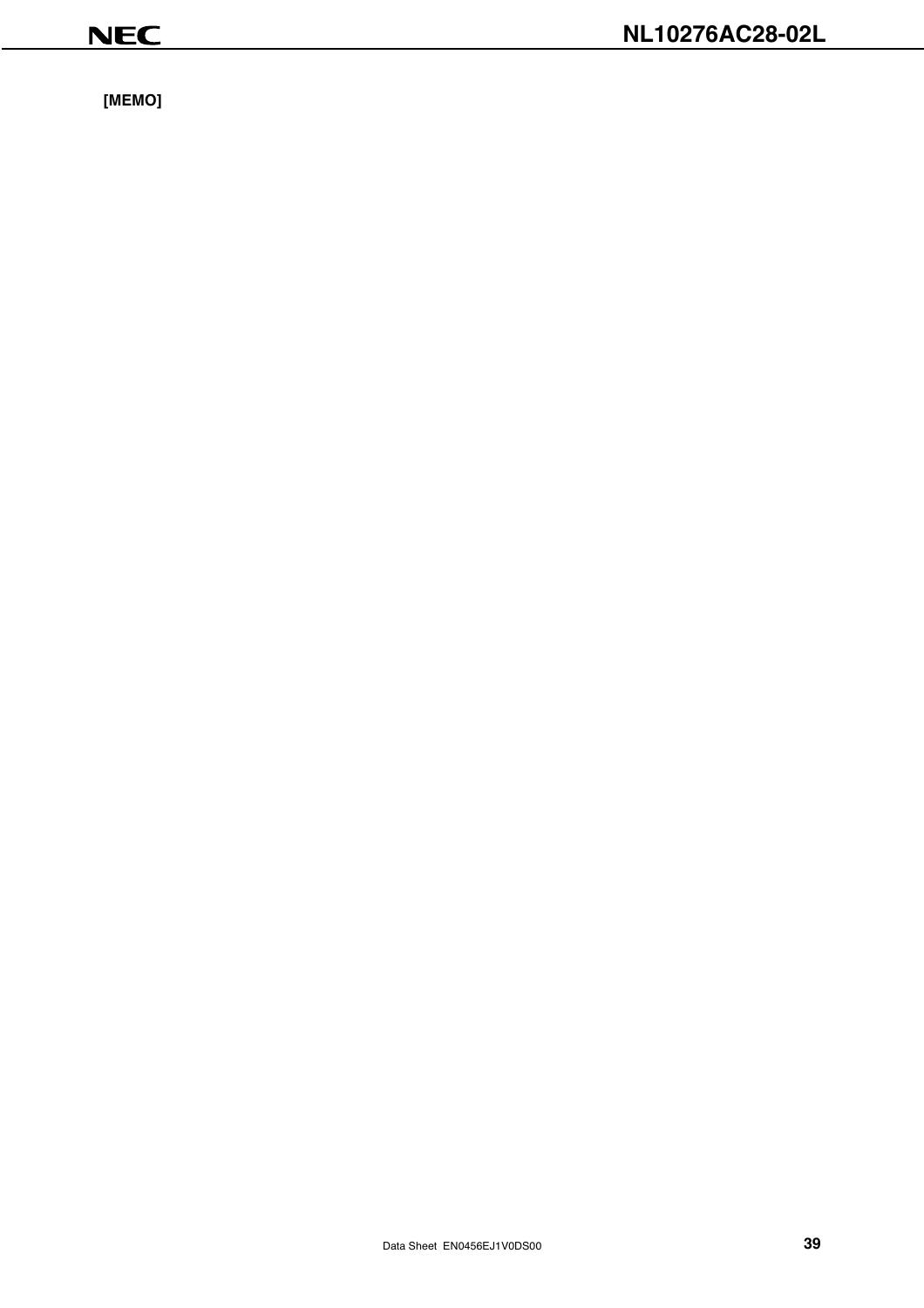**[MEMO]**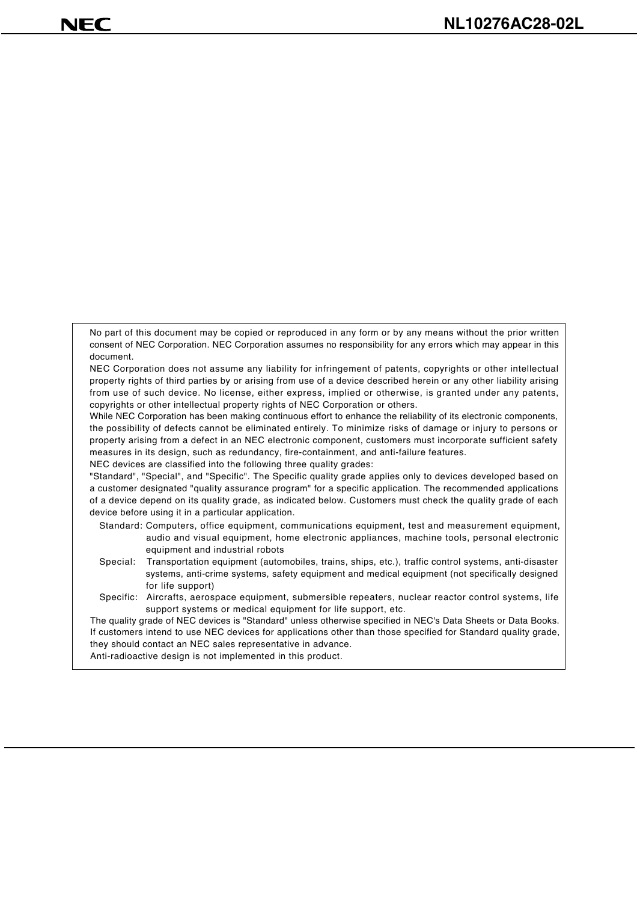No part of this document may be copied or reproduced in any form or by any means without the prior written consent of NEC Corporation. NEC Corporation assumes no responsibility for any errors which may appear in this document.

NEC Corporation does not assume any liability for infringement of patents, copyrights or other intellectual property rights of third parties by or arising from use of a device described herein or any other liability arising from use of such device. No license, either express, implied or otherwise, is granted under any patents, copyrights or other intellectual property rights of NEC Corporation or others.

While NEC Corporation has been making continuous effort to enhance the reliability of its electronic components, the possibility of defects cannot be eliminated entirely. To minimize risks of damage or injury to persons or property arising from a defect in an NEC electronic component, customers must incorporate sufficient safety measures in its design, such as redundancy, fire-containment, and anti-failure features.

NEC devices are classified into the following three quality grades:

"Standard", "Special", and "Specific". The Specific quality grade applies only to devices developed based on a customer designated "quality assurance program" for a specific application. The recommended applications of a device depend on its quality grade, as indicated below. Customers must check the quality grade of each device before using it in a particular application.

Standard: Computers, office equipment, communications equipment, test and measurement equipment, audio and visual equipment, home electronic appliances, machine tools, personal electronic equipment and industrial robots

Special: Transportation equipment (automobiles, trains, ships, etc.), traffic control systems, anti-disaster systems, anti-crime systems, safety equipment and medical equipment (not specifically designed for life support)

Specific: Aircrafts, aerospace equipment, submersible repeaters, nuclear reactor control systems, life support systems or medical equipment for life support, etc.

The quality grade of NEC devices is "Standard" unless otherwise specified in NEC's Data Sheets or Data Books. If customers intend to use NEC devices for applications other than those specified for Standard quality grade, they should contact an NEC sales representative in advance.

Anti-radioactive design is not implemented in this product.